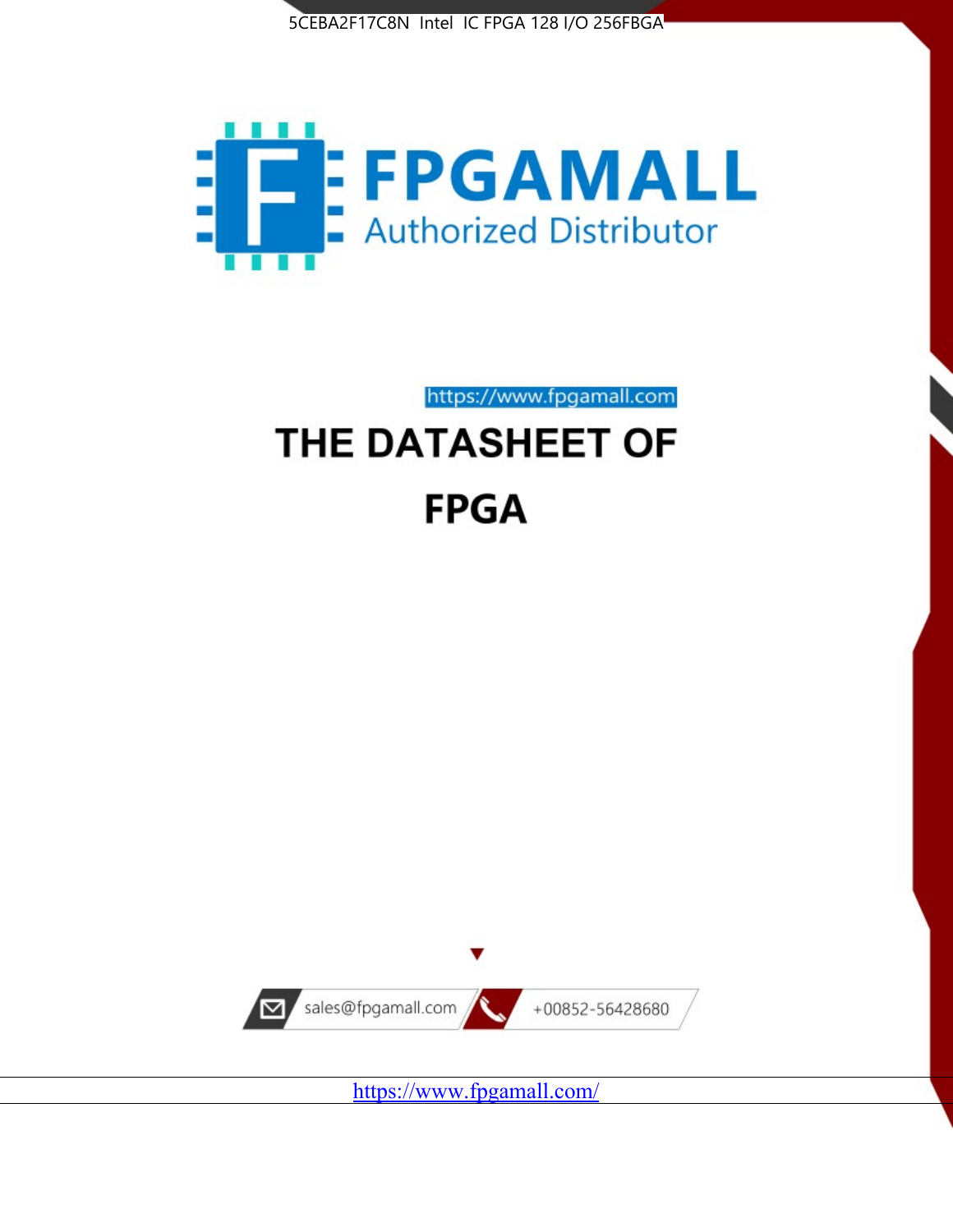5CEBA2F17C8N Intel IC FPGA 128 I/O 256FBGA

FPGAMALL

Authorized Distributor

https://www.fpgamall.com

# THE DATASHEET OF

# FPGA

sales@fpgamall.com

+00852-56428680

https://www.fpgamall.com/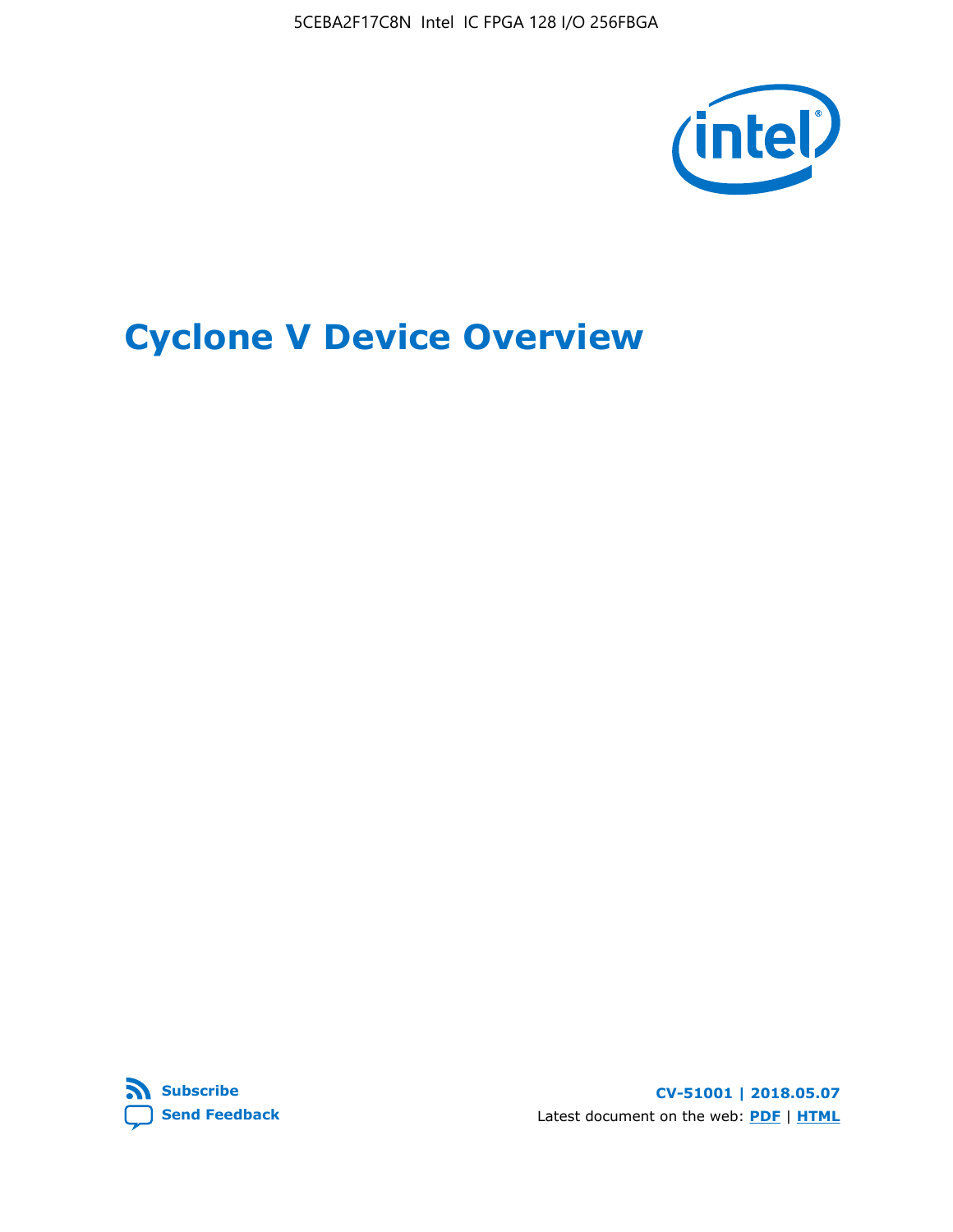# Cyclone V Device Overview

**Subscribe**
**Send Feedback**

**CV-51001 | 2018.05.07**

Latest document on the web: **PDF** | **HTML**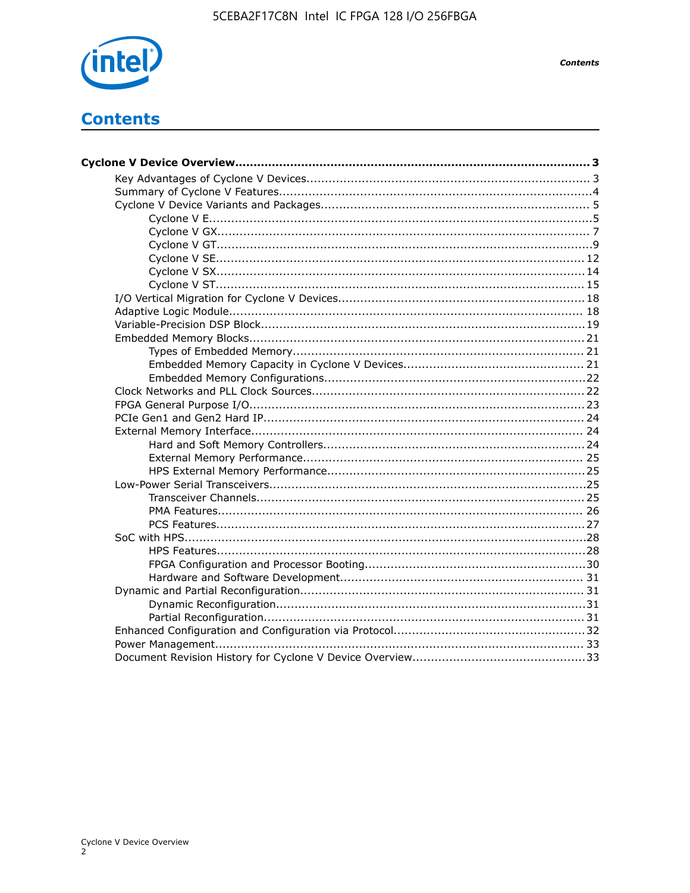# Contents

**Cyclone V Device Overview................................................................................................ 3**

- Key Advantages of Cyclone V Devices............................................................................ 3
- Summary of Cyclone V Features..................................................................................... 4
- Cyclone V Device Variants and Packages........................................................................ 5
    - Cyclone V E..................................................................................................... 5
    - Cyclone V GX................................................................................................... 7
    - Cyclone V GT................................................................................................... 9
    - Cyclone V SE................................................................................................... 12
    - Cyclone V SX................................................................................................... 14
    - Cyclone V ST................................................................................................... 15
- I/O Vertical Migration for Cyclone V Devices.................................................................. 18
- Adaptive Logic Module................................................................................................ 18
- Variable-Precision DSP Block....................................................................................... 19
- Embedded Memory Blocks.......................................................................................... 21
    - Types of Embedded Memory.............................................................................. 21
    - Embedded Memory Capacity in Cyclone V Devices................................................. 21
    - Embedded Memory Configurations...................................................................... 22
- Clock Networks and PLL Clock Sources......................................................................... 22
- FPGA General Purpose I/O.......................................................................................... 23
- PCIe Gen1 and Gen2 Hard IP....................................................................................... 24
- External Memory Interface.......................................................................................... 24
    - Hard and Soft Memory Controllers...................................................................... 24
    - External Memory Performance........................................................................... 25
    - HPS External Memory Performance..................................................................... 25
- Low-Power Serial Transceivers..................................................................................... 25
    - Transceiver Channels........................................................................................ 25
    - PMA Features.................................................................................................. 26
    - PCS Features................................................................................................... 27
- SoC with HPS............................................................................................................ 28
    - HPS Features................................................................................................... 28
    - FPGA Configuration and Processor Booting........................................................... 30
    - Hardware and Software Development................................................................. 31
- Dynamic and Partial Reconfiguration............................................................................ 31
    - Dynamic Reconfiguration................................................................................... 31
    - Partial Reconfiguration...................................................................................... 31
- Enhanced Configuration and Configuration via Protocol................................................... 32
- Power Management................................................................................................... 33
- Document Revision History for Cyclone V Device Overview............................................... 33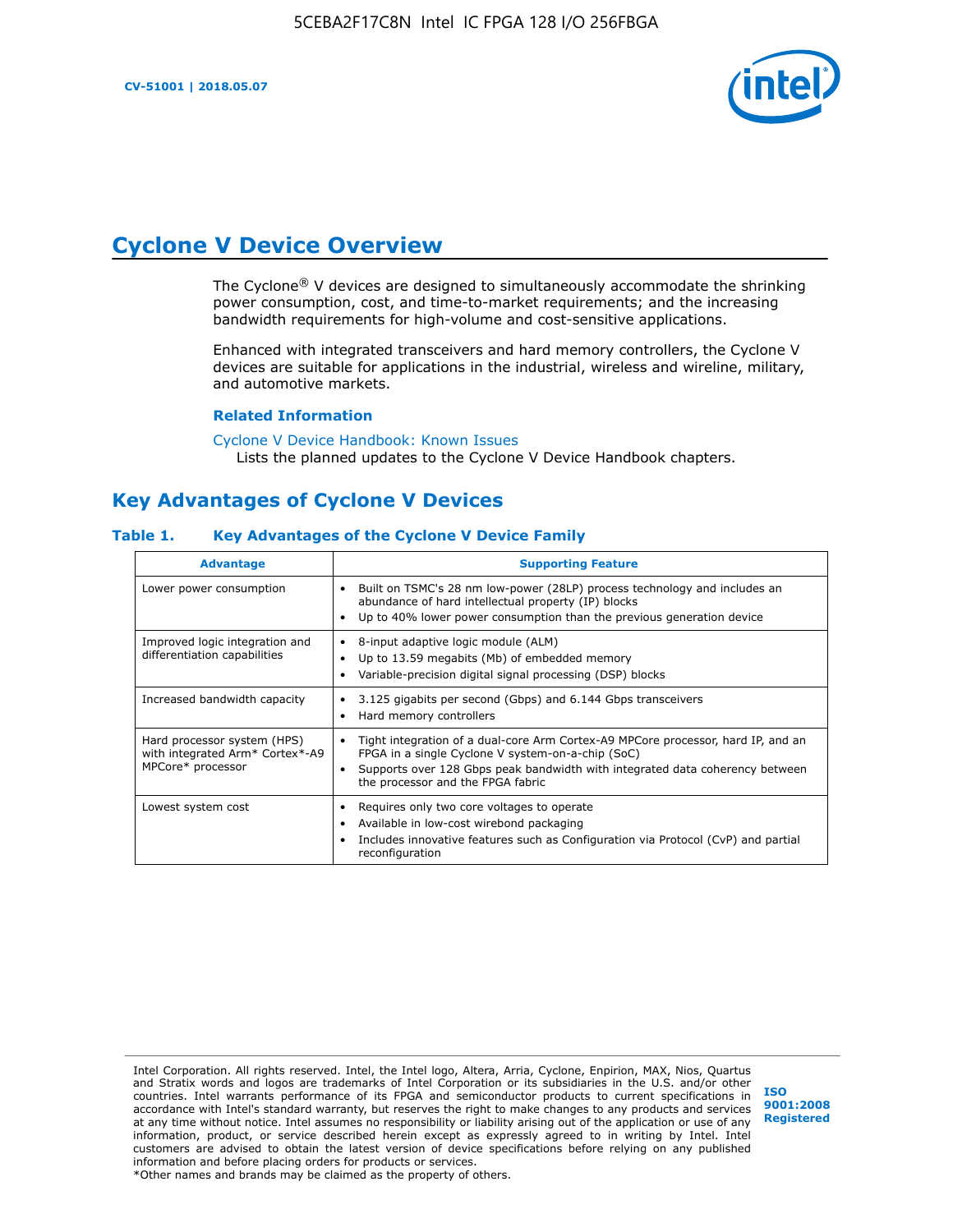# Cyclone V Device Overview

The Cyclone® V devices are designed to simultaneously accommodate the shrinking power consumption, cost, and time-to-market requirements; and the increasing bandwidth requirements for high-volume and cost-sensitive applications.

Enhanced with integrated transceivers and hard memory controllers, the Cyclone V devices are suitable for applications in the industrial, wireless and wireline, military, and automotive markets.

### Related Information

Cyclone V Device Handbook: Known Issues
Lists the planned updates to the Cyclone V Device Handbook chapters.

## Key Advantages of Cyclone V Devices

**Table 1. Key Advantages of the Cyclone V Device Family**

| Advantage | Supporting Feature |
|---|---|
| Lower power consumption | • Built on TSMC's 28 nm low-power (28LP) process technology and includes an abundance of hard intellectual property (IP) blocks<br>• Up to 40% lower power consumption than the previous generation device |
| Improved logic integration and differentiation capabilities | • 8-input adaptive logic module (ALM)<br>• Up to 13.59 megabits (Mb) of embedded memory<br>• Variable-precision digital signal processing (DSP) blocks |
| Increased bandwidth capacity | • 3.125 gigabits per second (Gbps) and 6.144 Gbps transceivers<br>• Hard memory controllers |
| Hard processor system (HPS) with integrated Arm* Cortex*-A9 MPCore* processor | • Tight integration of a dual-core Arm Cortex-A9 MPCore processor, hard IP, and an FPGA in a single Cyclone V system-on-a-chip (SoC)<br>• Supports over 128 Gbps peak bandwidth with integrated data coherency between the processor and the FPGA fabric |
| Lowest system cost | • Requires only two core voltages to operate<br>• Available in low-cost wirebond packaging<br>• Includes innovative features such as Configuration via Protocol (CvP) and partial reconfiguration |

Intel Corporation. All rights reserved. Intel, the Intel logo, Altera, Arria, Cyclone, Enpirion, MAX, Nios, Quartus and Stratix words and logos are trademarks of Intel Corporation or its subsidiaries in the U.S. and/or other countries. Intel warrants performance of its FPGA and semiconductor products to current specifications in accordance with Intel's standard warranty, but reserves the right to make changes to any products and services at any time without notice. Intel assumes no responsibility or liability arising out of the application or use of any information, product, or service described herein except as expressly agreed to in writing by Intel. Intel customers are advised to obtain the latest version of device specifications before relying on any published information and before placing orders for products or services.
*Other names and brands may be claimed as the property of others.

ISO 9001:2008 Registered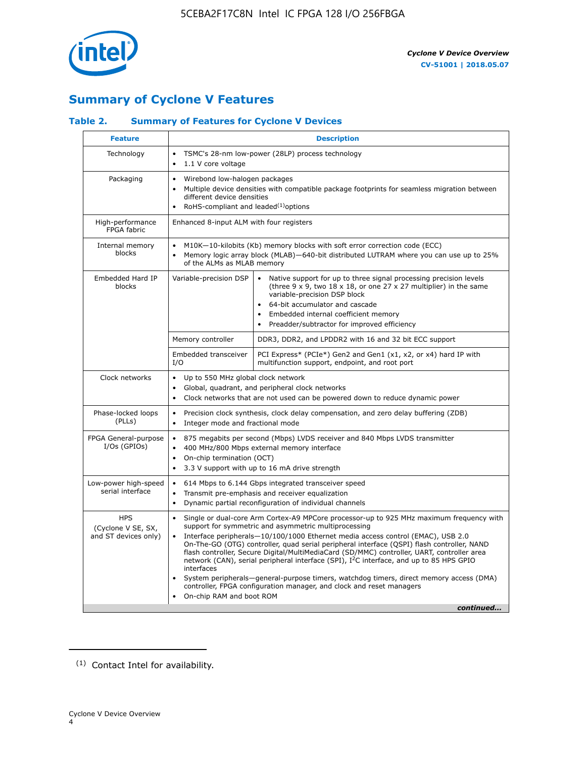## Summary of Cyclone V Features

### Table 2. Summary of Features for Cyclone V Devices

| Feature | Description | |
|---|---|---|
| Technology | • TSMC's 28-nm low-power (28LP) process technology<br>• 1.1 V core voltage | |
| Packaging | • Wirebond low-halogen packages<br>• Multiple device densities with compatible package footprints for seamless migration between different device densities<br>• RoHS-compliant and leaded[(1)] options | |
| High-performance FPGA fabric | Enhanced 8-input ALM with four registers | |
| Internal memory blocks | • M10K—10-kilobits (Kb) memory blocks with soft error correction code (ECC)<br>• Memory logic array block (MLAB)—640-bit distributed LUTRAM where you can use up to 25% of the ALMs as MLAB memory | |
| Embedded Hard IP blocks | Variable-precision DSP | • Native support for up to three signal processing precision levels (three 9 x 9, two 18 x 18, or one 27 x 27 multiplier) in the same variable-precision DSP block<br>• 64-bit accumulator and cascade<br>• Embedded internal coefficient memory<br>• Preadder/subtractor for improved efficiency |
| | Memory controller | DDR3, DDR2, and LPDDR2 with 16 and 32 bit ECC support |
| | Embedded transceiver I/O | PCI Express* (PCIe*) Gen2 and Gen1 (x1, x2, or x4) hard IP with multifunction support, endpoint, and root port |
| Clock networks | • Up to 550 MHz global clock network<br>• Global, quadrant, and peripheral clock networks<br>• Clock networks that are not used can be powered down to reduce dynamic power | |
| Phase-locked loops (PLLs) | • Precision clock synthesis, clock delay compensation, and zero delay buffering (ZDB)<br>• Integer mode and fractional mode | |
| FPGA General-purpose I/Os (GPIOs) | • 875 megabits per second (Mbps) LVDS receiver and 840 Mbps LVDS transmitter<br>• 400 MHz/800 Mbps external memory interface<br>• On-chip termination (OCT)<br>• 3.3 V support with up to 16 mA drive strength | |
| Low-power high-speed serial interface | • 614 Mbps to 6.144 Gbps integrated transceiver speed<br>• Transmit pre-emphasis and receiver equalization<br>• Dynamic partial reconfiguration of individual channels | |
| HPS (Cyclone V SE, SX, and ST devices only) | • Single or dual-core Arm Cortex-A9 MPCore processor-up to 925 MHz maximum frequency with support for symmetric and asymmetric multiprocessing<br>• Interface peripherals—10/100/1000 Ethernet media access control (EMAC), USB 2.0 On-The-GO (OTG) controller, quad serial peripheral interface (QSPI) flash controller, NAND flash controller, Secure Digital/MultiMediaCard (SD/MMC) controller, UART, controller area network (CAN), serial peripheral interface (SPI), $I^2C$ interface, and up to 85 HPS GPIO interfaces<br>• System peripherals—general-purpose timers, watchdog timers, direct memory access (DMA) controller, FPGA configuration manager, and clock and reset managers<br>• On-chip RAM and boot ROM | |

*continued...*

(1) Contact Intel for availability.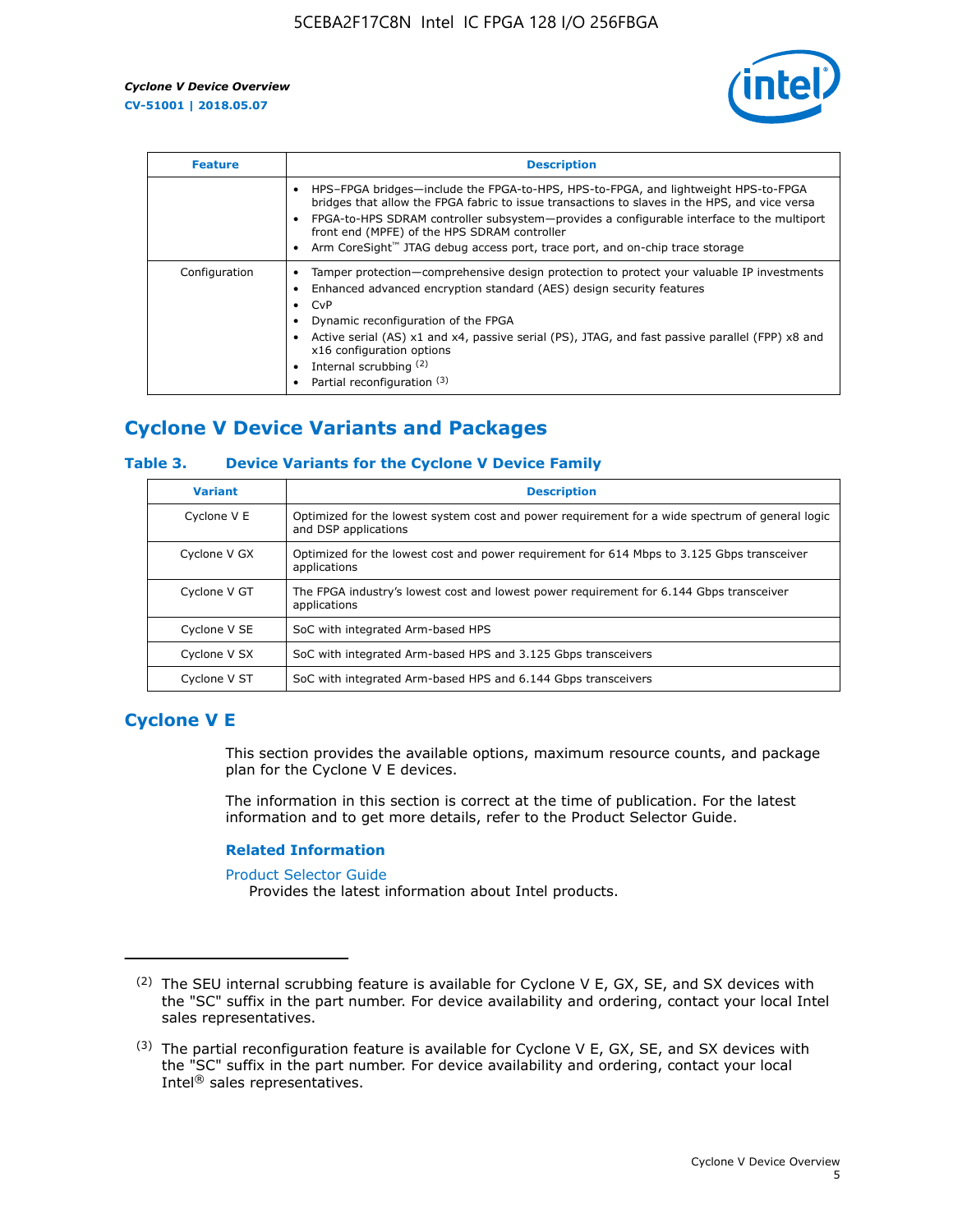| Feature | Description |
| --- | --- |
| | • HPS–FPGA bridges—include the FPGA-to-HPS, HPS-to-FPGA, and lightweight HPS-to-FPGA bridges that allow the FPGA fabric to issue transactions to slaves in the HPS, and vice versa<br>• FPGA-to-HPS SDRAM controller subsystem—provides a configurable interface to the multiport front end (MPFE) of the HPS SDRAM controller<br>• Arm CoreSight™ JTAG debug access port, trace port, and on-chip trace storage |
| Configuration | • Tamper protection—comprehensive design protection to protect your valuable IP investments<br>• Enhanced advanced encryption standard (AES) design security features<br>• CvP<br>• Dynamic reconfiguration of the FPGA<br>• Active serial (AS) x1 and x4, passive serial (PS), JTAG, and fast passive parallel (FPP) x8 and x16 configuration options<br>• Internal scrubbing [(2)]<br>• Partial reconfiguration [(3)] |

## Cyclone V Device Variants and Packages

### Table 3. Device Variants for the Cyclone V Device Family

| Variant | Description |
| --- | --- |
| Cyclone V E | Optimized for the lowest system cost and power requirement for a wide spectrum of general logic and DSP applications |
| Cyclone V GX | Optimized for the lowest cost and power requirement for 614 Mbps to 3.125 Gbps transceiver applications |
| Cyclone V GT | The FPGA industry's lowest cost and lowest power requirement for 6.144 Gbps transceiver applications |
| Cyclone V SE | SoC with integrated Arm-based HPS |
| Cyclone V SX | SoC with integrated Arm-based HPS and 3.125 Gbps transceivers |
| Cyclone V ST | SoC with integrated Arm-based HPS and 6.144 Gbps transceivers |

## Cyclone V E

This section provides the available options, maximum resource counts, and package plan for the Cyclone V E devices.

The information in this section is correct at the time of publication. For the latest information and to get more details, refer to the Product Selector Guide.

### Related Information

Product Selector Guide
Provides the latest information about Intel products.

---

(2) The SEU internal scrubbing feature is available for Cyclone V E, GX, SE, and SX devices with the "SC" suffix in the part number. For device availability and ordering, contact your local Intel sales representatives.

(3) The partial reconfiguration feature is available for Cyclone V E, GX, SE, and SX devices with the "SC" suffix in the part number. For device availability and ordering, contact your local Intel® sales representatives.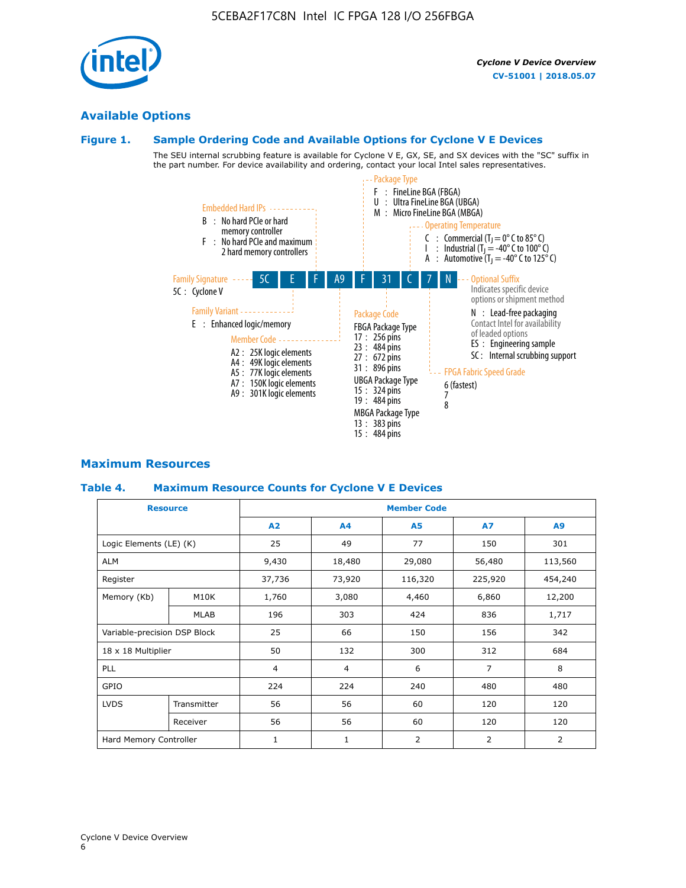## Available Options

### Figure 1. Sample Ordering Code and Available Options for Cyclone V E Devices

The SEU internal scrubbing feature is available for Cyclone V E, GX, SE, and SX devices with the "SC" suffix in the part number. For device availability and ordering, contact your local Intel sales representatives.

**Sample ordering code:** 5C E F A9 F 31 C 7 N

- **Family Signature**
  - 5C : Cyclone V
- **Family Variant**
  - E : Enhanced logic/memory
- **Embedded Hard IPs**
  - B : No hard PCIe or hard memory controller
  - F : No hard PCIe and maximum 2 hard memory controllers
- **Member Code**
  - A2 : 25K logic elements
  - A4 : 49K logic elements
  - A5 : 77K logic elements
  - A7 : 150K logic elements
  - A9 : 301K logic elements
- **Package Type**
  - F : FineLine BGA (FBGA)
  - U : Ultra FineLine BGA (UBGA)
  - M : Micro FineLine BGA (MBGA)
- **Package Code**
  - FBGA Package Type
    - 17 : 256 pins
    - 23 : 484 pins
    - 27 : 672 pins
    - 31 : 896 pins
  - UBGA Package Type
    - 15 : 324 pins
    - 19 : 484 pins
  - MBGA Package Type
    - 13 : 383 pins
    - 15 : 484 pins
- **Operating Temperature**
  - C : Commercial ($T_J$ = 0° C to 85° C)
  - I : Industrial ($T_J$ = -40° C to 100° C)
  - A : Automotive ($T_J$ = -40° C to 125° C)
- **FPGA Fabric Speed Grade**
  - 6 (fastest)
  - 7
  - 8
- **Optional Suffix**
  - Indicates specific device options or shipment method
  - N : Lead-free packaging
  - Contact Intel for availability of leaded options
  - ES : Engineering sample
  - SC : Internal scrubbing support

## Maximum Resources

### Table 4. Maximum Resource Counts for Cyclone V E Devices

| Resource | | Member Code | | | | |
|---|---|---|---|---|---|---|
| | | A2 | A4 | A5 | A7 | A9 |
| Logic Elements (LE) (K) | | 25 | 49 | 77 | 150 | 301 |
| ALM | | 9,430 | 18,480 | 29,080 | 56,480 | 113,560 |
| Register | | 37,736 | 73,920 | 116,320 | 225,920 | 454,240 |
| Memory (Kb) | M10K | 1,760 | 3,080 | 4,460 | 6,860 | 12,200 |
| | MLAB | 196 | 303 | 424 | 836 | 1,717 |
| Variable-precision DSP Block | | 25 | 66 | 150 | 156 | 342 |
| 18 x 18 Multiplier | | 50 | 132 | 300 | 312 | 684 |
| PLL | | 4 | 4 | 6 | 7 | 8 |
| GPIO | | 224 | 224 | 240 | 480 | 480 |
| LVDS | Transmitter | 56 | 56 | 60 | 120 | 120 |
| | Receiver | 56 | 56 | 60 | 120 | 120 |
| Hard Memory Controller | | 1 | 1 | 2 | 2 | 2 |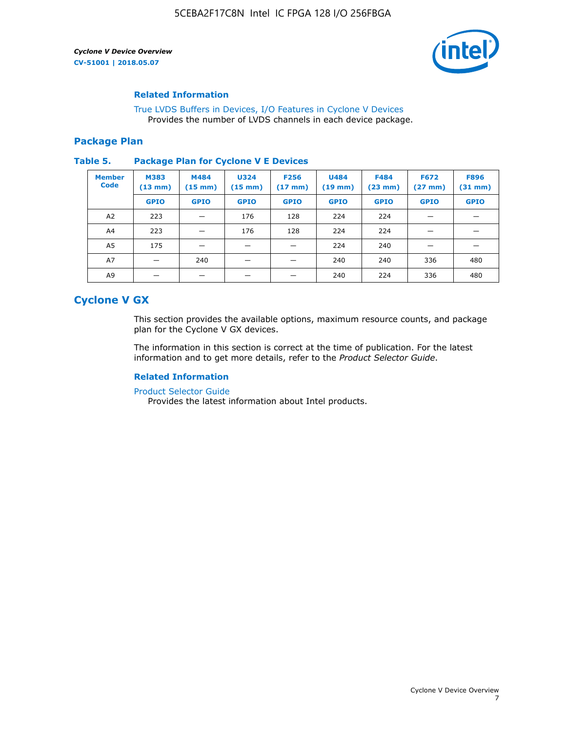### Related Information

True LVDS Buffers in Devices, I/O Features in Cyclone V Devices
Provides the number of LVDS channels in each device package.

## Package Plan

**Table 5. Package Plan for Cyclone V E Devices**

| Member Code | M383 (13 mm) | M484 (15 mm) | U324 (15 mm) | F256 (17 mm) | U484 (19 mm) | F484 (23 mm) | F672 (27 mm) | F896 (31 mm) |
|---|---|---|---|---|---|---|---|---|
| | GPIO | GPIO | GPIO | GPIO | GPIO | GPIO | GPIO | GPIO |
| A2 | 223 | — | 176 | 128 | 224 | 224 | — | — |
| A4 | 223 | — | 176 | 128 | 224 | 224 | — | — |
| A5 | 175 | — | — | — | 224 | 240 | — | — |
| A7 | — | 240 | — | — | 240 | 240 | 336 | 480 |
| A9 | — | — | — | — | 240 | 224 | 336 | 480 |

## Cyclone V GX

This section provides the available options, maximum resource counts, and package plan for the Cyclone V GX devices.

The information in this section is correct at the time of publication. For the latest information and to get more details, refer to the *Product Selector Guide*.

### Related Information

Product Selector Guide
Provides the latest information about Intel products.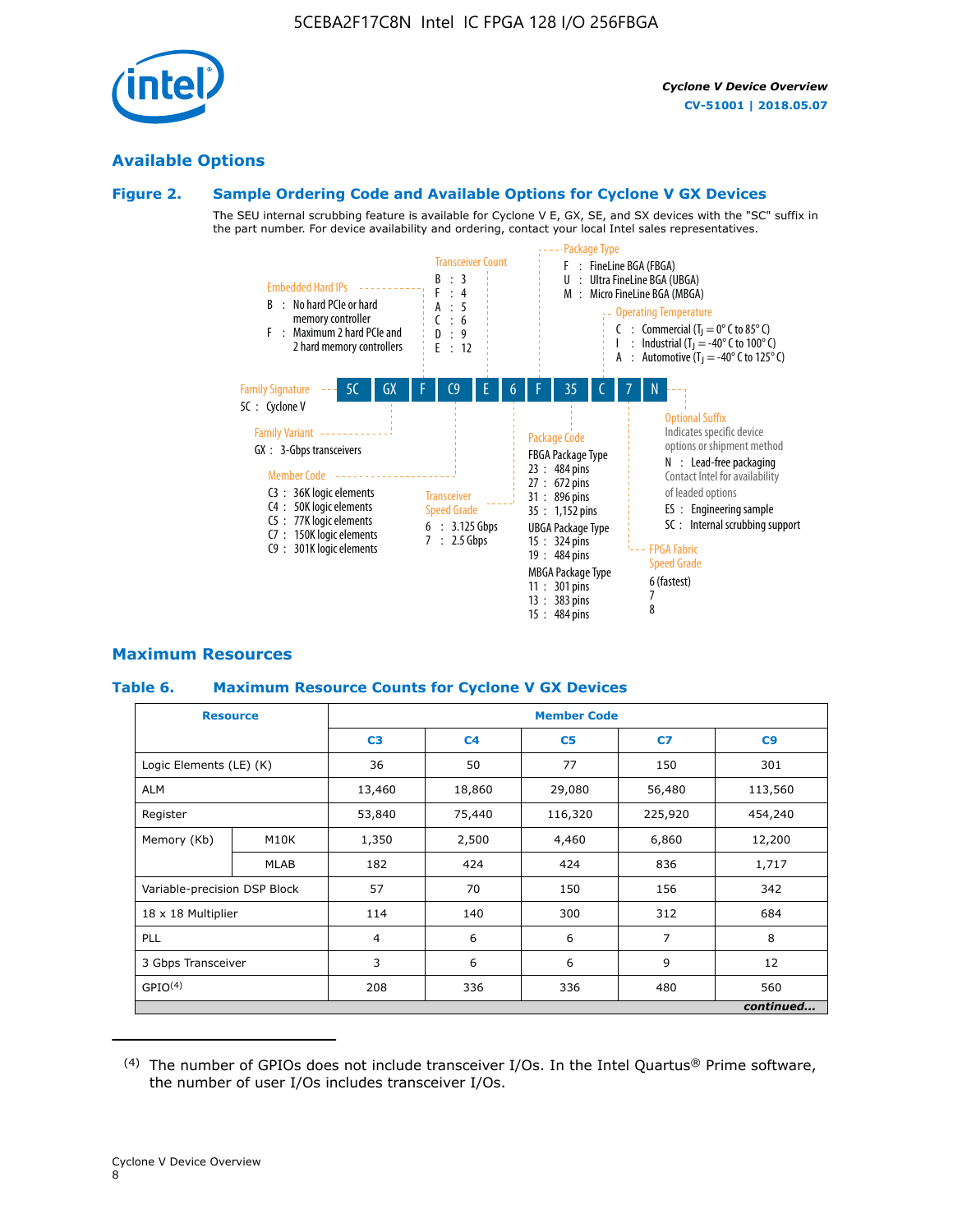## Available Options

### Figure 2. Sample Ordering Code and Available Options for Cyclone V GX Devices

The SEU internal scrubbing feature is available for Cyclone V E, GX, SE, and SX devices with the "SC" suffix in the part number. For device availability and ordering, contact your local Intel sales representatives.

Sample ordering code: **5C GX F C9 E 6 F 35 C 7 N**

- **Family Signature**
  - 5C : Cyclone V
- **Family Variant**
  - GX : 3-Gbps transceivers
- **Embedded Hard IPs**
  - B : No hard PCIe or hard memory controller
  - F : Maximum 2 hard PCIe and 2 hard memory controllers
- **Member Code**
  - C3 : 36K logic elements
  - C4 : 50K logic elements
  - C5 : 77K logic elements
  - C7 : 150K logic elements
  - C9 : 301K logic elements
- **Transceiver Count**
  - B : 3
  - F : 4
  - A : 5
  - C : 6
  - D : 9
  - E : 12
- **Transceiver Speed Grade**
  - 6 : 3.125 Gbps
  - 7 : 2.5 Gbps
- **Package Type**
  - F : FineLine BGA (FBGA)
  - U : Ultra FineLine BGA (UBGA)
  - M : Micro FineLine BGA (MBGA)
- **Package Code**
  - FBGA Package Type
    - 23 : 484 pins
    - 27 : 672 pins
    - 31 : 896 pins
    - 35 : 1,152 pins
  - UBGA Package Type
    - 15 : 324 pins
    - 19 : 484 pins
  - MBGA Package Type
    - 11 : 301 pins
    - 13 : 383 pins
    - 15 : 484 pins
- **Operating Temperature**
  - C : Commercial ($T_J$ = 0° C to 85° C)
  - I : Industrial ($T_J$ = -40° C to 100° C)
  - A : Automotive ($T_J$ = -40° C to 125° C)
- **FPGA Fabric Speed Grade**
  - 6 (fastest)
  - 7
  - 8
- **Optional Suffix**
  - Indicates specific device options or shipment method
  - N : Lead-free packaging
  - Contact Intel for availability of leaded options
  - ES : Engineering sample
  - SC : Internal scrubbing support

## Maximum Resources

### Table 6. Maximum Resource Counts for Cyclone V GX Devices

| Resource | | Member Code | | | | |
|---|---|---|---|---|---|---|
| | | C3 | C4 | C5 | C7 | C9 |
| Logic Elements (LE) (K) | | 36 | 50 | 77 | 150 | 301 |
| ALM | | 13,460 | 18,860 | 29,080 | 56,480 | 113,560 |
| Register | | 53,840 | 75,440 | 116,320 | 225,920 | 454,240 |
| Memory (Kb) | M10K | 1,350 | 2,500 | 4,460 | 6,860 | 12,200 |
| | MLAB | 182 | 424 | 424 | 836 | 1,717 |
| Variable-precision DSP Block | | 57 | 70 | 150 | 156 | 342 |
| 18 x 18 Multiplier | | 114 | 140 | 300 | 312 | 684 |
| PLL | | 4 | 6 | 6 | 7 | 8 |
| 3 Gbps Transceiver | | 3 | 6 | 6 | 9 | 12 |
| GPIO[4] | | 208 | 336 | 336 | 480 | 560 |

*continued...*

(4) The number of GPIOs does not include transceiver I/Os. In the Intel Quartus® Prime software, the number of user I/Os includes transceiver I/Os.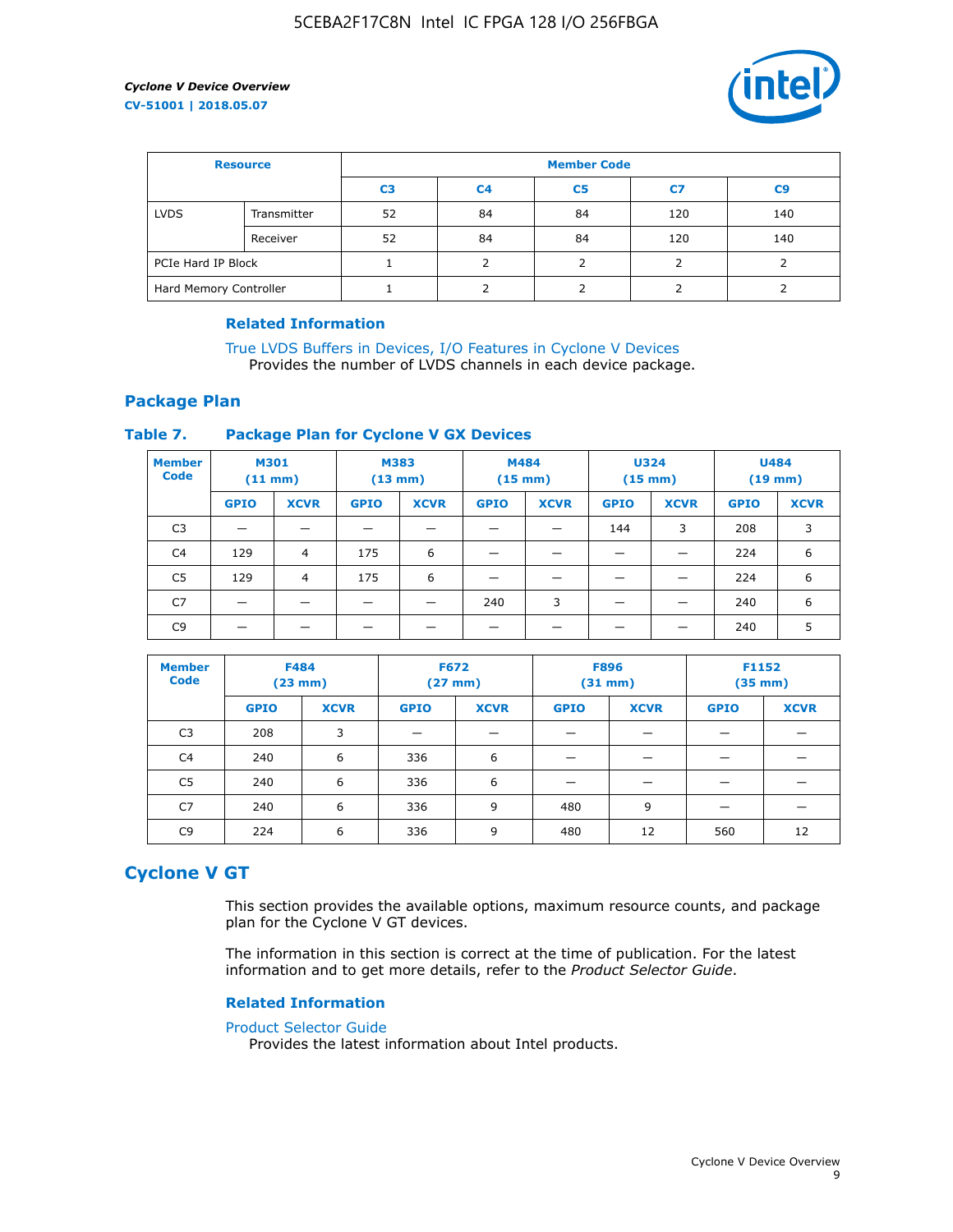| Resource | | Member Code | | | | |
|---|---|---|---|---|---|---|
| | | C3 | C4 | C5 | C7 | C9 |
| LVDS | Transmitter | 52 | 84 | 84 | 120 | 140 |
| | Receiver | 52 | 84 | 84 | 120 | 140 |
| PCIe Hard IP Block | | 1 | 2 | 2 | 2 | 2 |
| Hard Memory Controller | | 1 | 2 | 2 | 2 | 2 |

### Related Information

True LVDS Buffers in Devices, I/O Features in Cyclone V Devices
Provides the number of LVDS channels in each device package.

## Package Plan

### Table 7. Package Plan for Cyclone V GX Devices

| Member Code | M301 (11 mm) | | M383 (13 mm) | | M484 (15 mm) | | U324 (15 mm) | | U484 (19 mm) | |
|---|---|---|---|---|---|---|---|---|---|---|
| | GPIO | XCVR | GPIO | XCVR | GPIO | XCVR | GPIO | XCVR | GPIO | XCVR |
| C3 | — | — | — | — | — | — | 144 | 3 | 208 | 3 |
| C4 | 129 | 4 | 175 | 6 | — | — | — | — | 224 | 6 |
| C5 | 129 | 4 | 175 | 6 | — | — | — | — | 224 | 6 |
| C7 | — | — | — | — | 240 | 3 | — | — | 240 | 6 |
| C9 | — | — | — | — | — | — | — | — | 240 | 5 |

| Member Code | F484 (23 mm) | | F672 (27 mm) | | F896 (31 mm) | | F1152 (35 mm) | |
|---|---|---|---|---|---|---|---|---|
| | GPIO | XCVR | GPIO | XCVR | GPIO | XCVR | GPIO | XCVR |
| C3 | 208 | 3 | — | — | — | — | — | — |
| C4 | 240 | 6 | 336 | 6 | — | — | — | — |
| C5 | 240 | 6 | 336 | 6 | — | — | — | — |
| C7 | 240 | 6 | 336 | 9 | 480 | 9 | — | — |
| C9 | 224 | 6 | 336 | 9 | 480 | 12 | 560 | 12 |

# Cyclone V GT

This section provides the available options, maximum resource counts, and package plan for the Cyclone V GT devices.

The information in this section is correct at the time of publication. For the latest information and to get more details, refer to the *Product Selector Guide*.

### Related Information

Product Selector Guide
Provides the latest information about Intel products.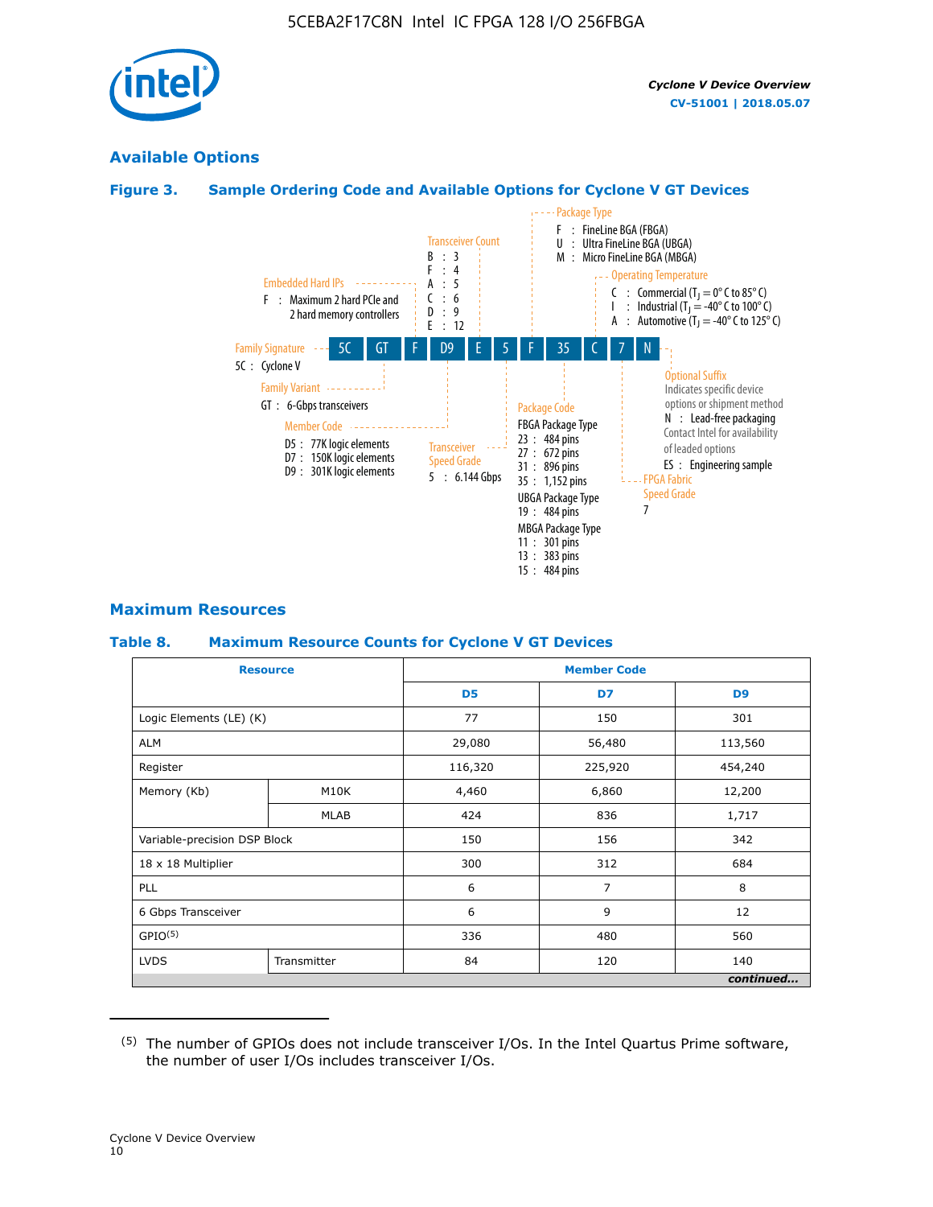## Available Options

**Figure 3. Sample Ordering Code and Available Options for Cylone V GT Devices**

5C | GT | F | D9 | E | 5 | F | 35 | C | 7 | N

- **Family Signature**
  - 5C : Cyclone V
- **Family Variant**
  - GT : 6-Gbps transceivers
- **Embedded Hard IPs**
  - F : Maximum 2 hard PCIe and 2 hard memory controllers
- **Member Code**
  - D5 : 77K logic elements
  - D7 : 150K logic elements
  - D9 : 301K logic elements
- **Transceiver Count**
  - B : 3
  - F : 4
  - A : 5
  - C : 6
  - D : 9
  - E : 12
- **Transceiver Speed Grade**
  - 5 : 6.144 Gbps
- **Package Type**
  - F : FineLine BGA (FBGA)
  - U : Ultra FineLine BGA (UBGA)
  - M : Micro FineLine BGA (MBGA)
- **Package Code**
  - FBGA Package Type
    - 23 : 484 pins
    - 27 : 672 pins
    - 31 : 896 pins
    - 35 : 1,152 pins
  - UBGA Package Type
    - 19 : 484 pins
  - MBGA Package Type
    - 11 : 301 pins
    - 13 : 383 pins
    - 15 : 484 pins
- **Operating Temperature**
  - C : Commercial ($T_J$ = 0° C to 85° C)
  - I : Industrial ($T_J$ = -40° C to 100° C)
  - A : Automotive ($T_J$ = -40° C to 125° C)
- **FPGA Fabric Speed Grade**
  - 7
- **Optional Suffix**
  - Indicates specific device options or shipment method
  - N : Lead-free packaging. Contact Intel for availability of leaded options
  - ES : Engineering sample

## Maximum Resources

**Table 8. Maximum Resource Counts for Cyclone V GT Devices**

| Resource | | Member Code | | |
|---|---|---|---|---|
| | | D5 | D7 | D9 |
| Logic Elements (LE) (K) | | 77 | 150 | 301 |
| ALM | | 29,080 | 56,480 | 113,560 |
| Register | | 116,320 | 225,920 | 454,240 |
| Memory (Kb) | M10K | 4,460 | 6,860 | 12,200 |
| | MLAB | 424 | 836 | 1,717 |
| Variable-precision DSP Block | | 150 | 156 | 342 |
| 18 x 18 Multiplier | | 300 | 312 | 684 |
| PLL | | 6 | 7 | 8 |
| 6 Gbps Transceiver | | 6 | 9 | 12 |
| GPIO[5] | | 336 | 480 | 560 |
| LVDS | Transmitter | 84 | 120 | 140 |

*continued...*

(5) The number of GPIOs does not include transceiver I/Os. In the Intel Quartus Prime software, the number of user I/Os includes transceiver I/Os.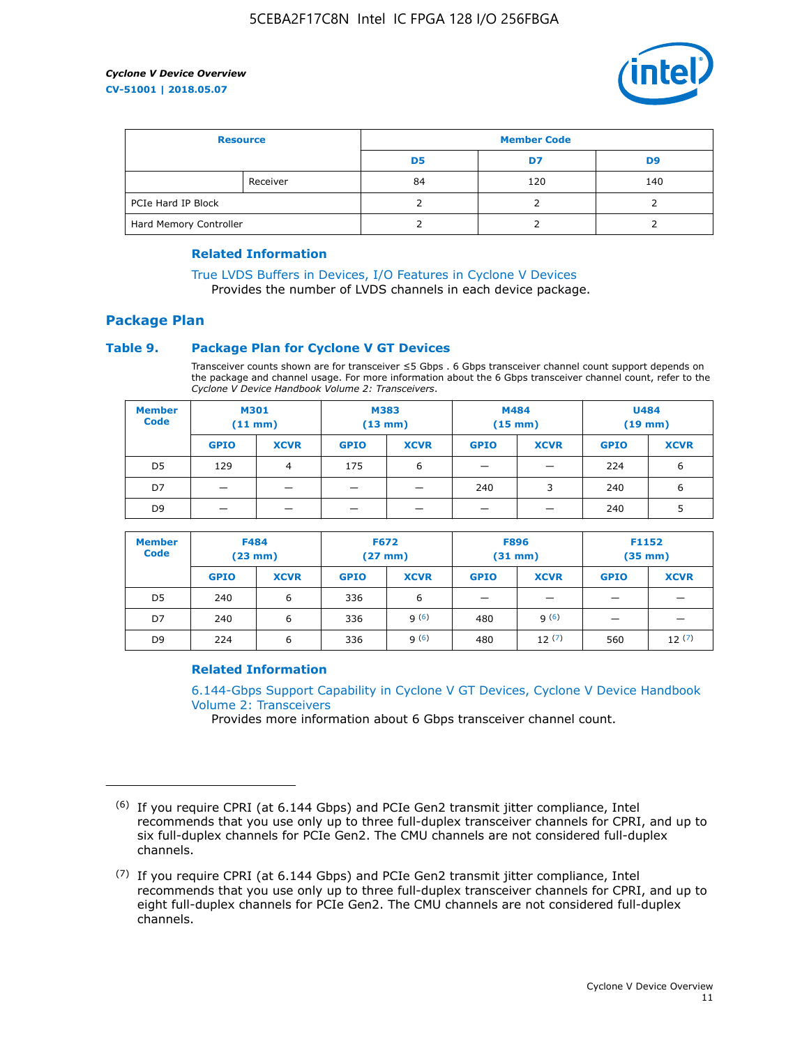| Resource | | Member Code | | |
|---|---|---|---|---|
| | | D5 | D7 | D9 |
| | Receiver | 84 | 120 | 140 |
| PCIe Hard IP Block | | 2 | 2 | 2 |
| Hard Memory Controller | | 2 | 2 | 2 |

### Related Information

True LVDS Buffers in Devices, I/O Features in Cyclone V Devices
Provides the number of LVDS channels in each device package.

## Package Plan

### Table 9. Package Plan for Cyclone V GT Devices

Transceiver counts shown are for transceiver ≤5 Gbps . 6 Gbps transceiver channel count support depends on the package and channel usage. For more information about the 6 Gbps transceiver channel count, refer to the *Cyclone V Device Handbook Volume 2: Transceivers*.

| Member Code | M301 (11 mm) | | M383 (13 mm) | | M484 (15 mm) | | U484 (19 mm) | |
|---|---|---|---|---|---|---|---|---|
| | GPIO | XCVR | GPIO | XCVR | GPIO | XCVR | GPIO | XCVR |
| D5 | 129 | 4 | 175 | 6 | — | — | 224 | 6 |
| D7 | — | — | — | — | 240 | 3 | 240 | 6 |
| D9 | — | — | — | — | — | — | 240 | 5 |

| Member Code | F484 (23 mm) | | F672 (27 mm) | | F896 (31 mm) | | F1152 (35 mm) | |
|---|---|---|---|---|---|---|---|---|
| | GPIO | XCVR | GPIO | XCVR | GPIO | XCVR | GPIO | XCVR |
| D5 | 240 | 6 | 336 | 6 | — | — | — | — |
| D7 | 240 | 6 | 336 | 9 (6) | 480 | 9 (6) | — | — |
| D9 | 224 | 6 | 336 | 9 (6) | 480 | 12 (7) | 560 | 12 (7) |

### Related Information

6.144-Gbps Support Capability in Cyclone V GT Devices, Cyclone V Device Handbook Volume 2: Transceivers
Provides more information about 6 Gbps transceiver channel count.

(6) If you require CPRI (at 6.144 Gbps) and PCIe Gen2 transmit jitter compliance, Intel recommends that you use only up to three full-duplex transceiver channels for CPRI, and up to six full-duplex channels for PCIe Gen2. The CMU channels are not considered full-duplex channels.

(7) If you require CPRI (at 6.144 Gbps) and PCIe Gen2 transmit jitter compliance, Intel recommends that you use only up to three full-duplex transceiver channels for CPRI, and up to eight full-duplex channels for PCIe Gen2. The CMU channels are not considered full-duplex channels.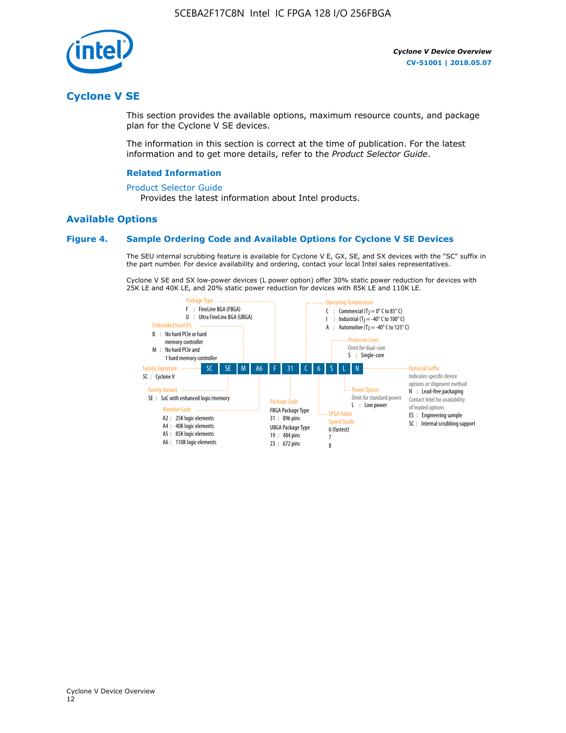## Cyclone V SE

This section provides the available options, maximum resource counts, and package plan for the Cyclone V SE devices.

The information in this section is correct at the time of publication. For the latest information and to get more details, refer to the *Product Selector Guide*.

### Related Information

Product Selector Guide

Provides the latest information about Intel products.

## Available Options

### Figure 4. Sample Ordering Code and Available Options for Cyclone V SE Devices

The SEU internal scrubbing feature is available for Cyclone V E, GX, SE, and SX devices with the "SC" suffix in the part number. For device availability and ordering, contact your local Intel sales representatives.

Cyclone V SE and SX low-power devices (L power option) offer 30% static power reduction for devices with 25K LE and 40K LE, and 20% static power reduction for devices with 85K LE and 110K LE.

5C | SE | M | A6 | F | 31 | C | 6 | S | L | N

- **Family Signature**
  - 5C : Cyclone V
- **Family Variant**
  - SE : SoC with enhanced logic/memory
- **Embedded Hard IPs**
  - B : No hard PCIe or hard memory controller
  - M : No hard PCIe and 1 hard memory controller
- **Member Code**
  - A2 : 25K logic elements
  - A4 : 40K logic elements
  - A5 : 85K logic elements
  - A6 : 110K logic elements
- **Package Type**
  - F : FineLine BGA (FBGA)
  - U : Ultra FineLine BGA (UBGA)
- **Package Code**
  - FBGA Package Type
    - 31 : 896 pins
  - UBGA Package Type
    - 19 : 484 pins
    - 23 : 672 pins
- **Operating Temperature**
  - C : Commercial ($T_J$ = 0° C to 85° C)
  - I : Industrial ($T_J$ = -40° C to 100° C)
  - A : Automotive ($T_J$ = -40° C to 125° C)
- **FPGA Fabric Speed Grade**
  - 6 (fastest)
  - 7
  - 8
- **Processor Cores**
  - Omit for dual-core
  - S : Single-core
- **Power Option**
  - Omit for standard power
  - L : Low power
- **Optional Suffix**
  - Indicates specific device options or shipment method
  - N : Lead-free packaging
  - Contact Intel for availability of leaded options
  - ES : Engineering sample
  - SC : Internal scrubbing support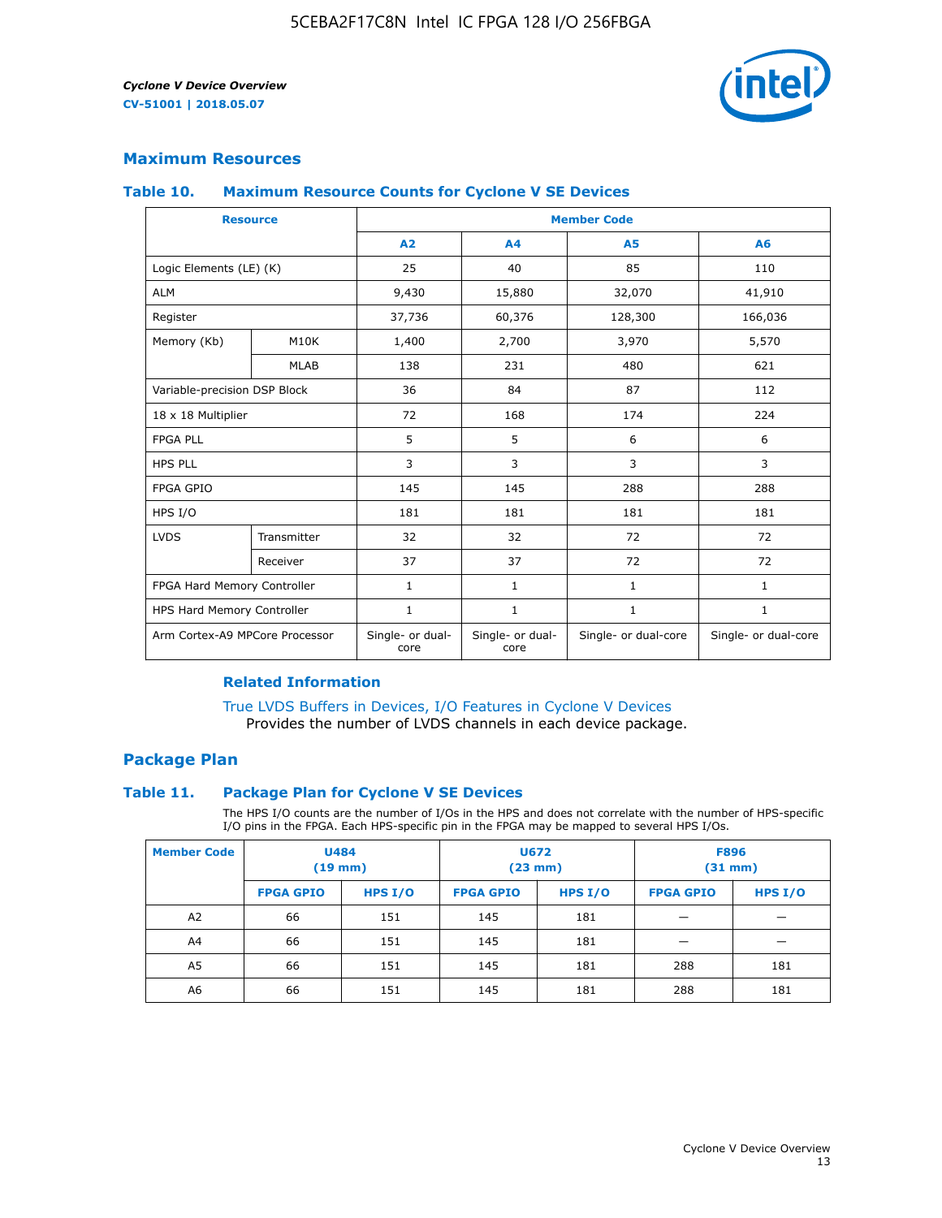## Maximum Resources

### Table 10. Maximum Resource Counts for Cyclone V SE Devices

| Resource | | Member Code | | | |
|---|---|---|---|---|---|
| | | A2 | A4 | A5 | A6 |
| Logic Elements (LE) (K) | | 25 | 40 | 85 | 110 |
| ALM | | 9,430 | 15,880 | 32,070 | 41,910 |
| Register | | 37,736 | 60,376 | 128,300 | 166,036 |
| Memory (Kb) | M10K | 1,400 | 2,700 | 3,970 | 5,570 |
| | MLAB | 138 | 231 | 480 | 621 |
| Variable-precision DSP Block | | 36 | 84 | 87 | 112 |
| 18 x 18 Multiplier | | 72 | 168 | 174 | 224 |
| FPGA PLL | | 5 | 5 | 6 | 6 |
| HPS PLL | | 3 | 3 | 3 | 3 |
| FPGA GPIO | | 145 | 145 | 288 | 288 |
| HPS I/O | | 181 | 181 | 181 | 181 |
| LVDS | Transmitter | 32 | 32 | 72 | 72 |
| | Receiver | 37 | 37 | 72 | 72 |
| FPGA Hard Memory Controller | | 1 | 1 | 1 | 1 |
| HPS Hard Memory Controller | | 1 | 1 | 1 | 1 |
| Arm Cortex-A9 MPCore Processor | | Single- or dual-core | Single- or dual-core | Single- or dual-core | Single- or dual-core |

#### Related Information

True LVDS Buffers in Devices, I/O Features in Cyclone V Devices
Provides the number of LVDS channels in each device package.

## Package Plan

### Table 11. Package Plan for Cyclone V SE Devices

The HPS I/O counts are the number of I/Os in the HPS and does not correlate with the number of HPS-specific I/O pins in the FPGA. Each HPS-specific pin in the FPGA may be mapped to several HPS I/Os.

| Member Code | U484 (19 mm) | | U672 (23 mm) | | F896 (31 mm) | |
|---|---|---|---|---|---|---|
| | FPGA GPIO | HPS I/O | FPGA GPIO | HPS I/O | FPGA GPIO | HPS I/O |
| A2 | 66 | 151 | 145 | 181 | — | — |
| A4 | 66 | 151 | 145 | 181 | — | — |
| A5 | 66 | 151 | 145 | 181 | 288 | 181 |
| A6 | 66 | 151 | 145 | 181 | 288 | 181 |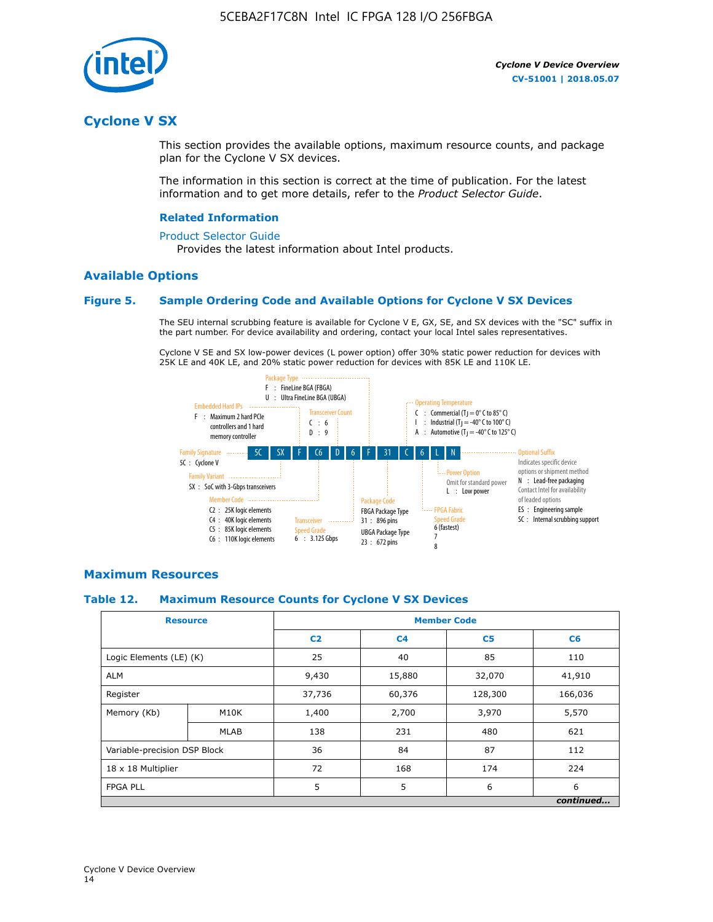## Cyclone V SX

This section provides the available options, maximum resource counts, and package plan for the Cyclone V SX devices.

The information in this section is correct at the time of publication. For the latest information and to get more details, refer to the *Product Selector Guide*.

### Related Information

Product Selector Guide
Provides the latest information about Intel products.

### Available Options

#### Figure 5. Sample Ordering Code and Available Options for Cyclone V SX Devices

The SEU internal scrubbing feature is available for Cyclone V E, GX, SE, and SX devices with the "SC" suffix in the part number. For device availability and ordering, contact your local Intel sales representatives.

Cyclone V SE and SX low-power devices (L power option) offer 30% static power reduction for devices with 25K LE and 40K LE, and 20% static power reduction for devices with 85K LE and 110K LE.

Sample ordering code: 5C SX F C6 D 6 F 31 C 6 L N

- **Family Signature**
  - 5C : Cyclone V
- **Family Variant**
  - SX : SoC with 3-Gbps transceivers
- **Embedded Hard IPs**
  - F : Maximum 2 hard PCIe controllers and 1 hard memory controller
- **Member Code**
  - C2 : 25K logic elements
  - C4 : 40K logic elements
  - C5 : 85K logic elements
  - C6 : 110K logic elements
- **Transceiver Count**
  - C : 6
  - D : 9
- **Transceiver Speed Grade**
  - 6 : 3.125 Gbps
- **Package Type**
  - F : FineLine BGA (FBGA)
  - U : Ultra FineLine BGA (UBGA)
- **Package Code**
  - FBGA Package Type: 31 : 896 pins
  - UBGA Package Type: 23 : 672 pins
- **Operating Temperature**
  - C : Commercial ($T_J$ = 0° C to 85° C)
  - I : Industrial ($T_J$ = -40° C to 100° C)
  - A : Automotive ($T_J$ = -40° C to 125° C)
- **FPGA Fabric Speed Grade**
  - 6 (fastest)
  - 7
  - 8
- **Power Option**
  - Omit for standard power
  - L : Low power
- **Optional Suffix**
  - Indicates specific device options or shipment method
  - N : Lead-free packaging. Contact Intel for availability of leaded options
  - ES : Engineering sample
  - SC : Internal scrubbing support

### Maximum Resources

#### Table 12. Maximum Resource Counts for Cyclone V SX Devices

| Resource | | Member Code | | | |
|---|---|---|---|---|---|
| | | C2 | C4 | C5 | C6 |
| Logic Elements (LE) (K) | | 25 | 40 | 85 | 110 |
| ALM | | 9,430 | 15,880 | 32,070 | 41,910 |
| Register | | 37,736 | 60,376 | 128,300 | 166,036 |
| Memory (Kb) | M10K | 1,400 | 2,700 | 3,970 | 5,570 |
| | MLAB | 138 | 231 | 480 | 621 |
| Variable-precision DSP Block | | 36 | 84 | 87 | 112 |
| 18 x 18 Multiplier | | 72 | 168 | 174 | 224 |
| FPGA PLL | | 5 | 5 | 6 | 6 |

*continued...*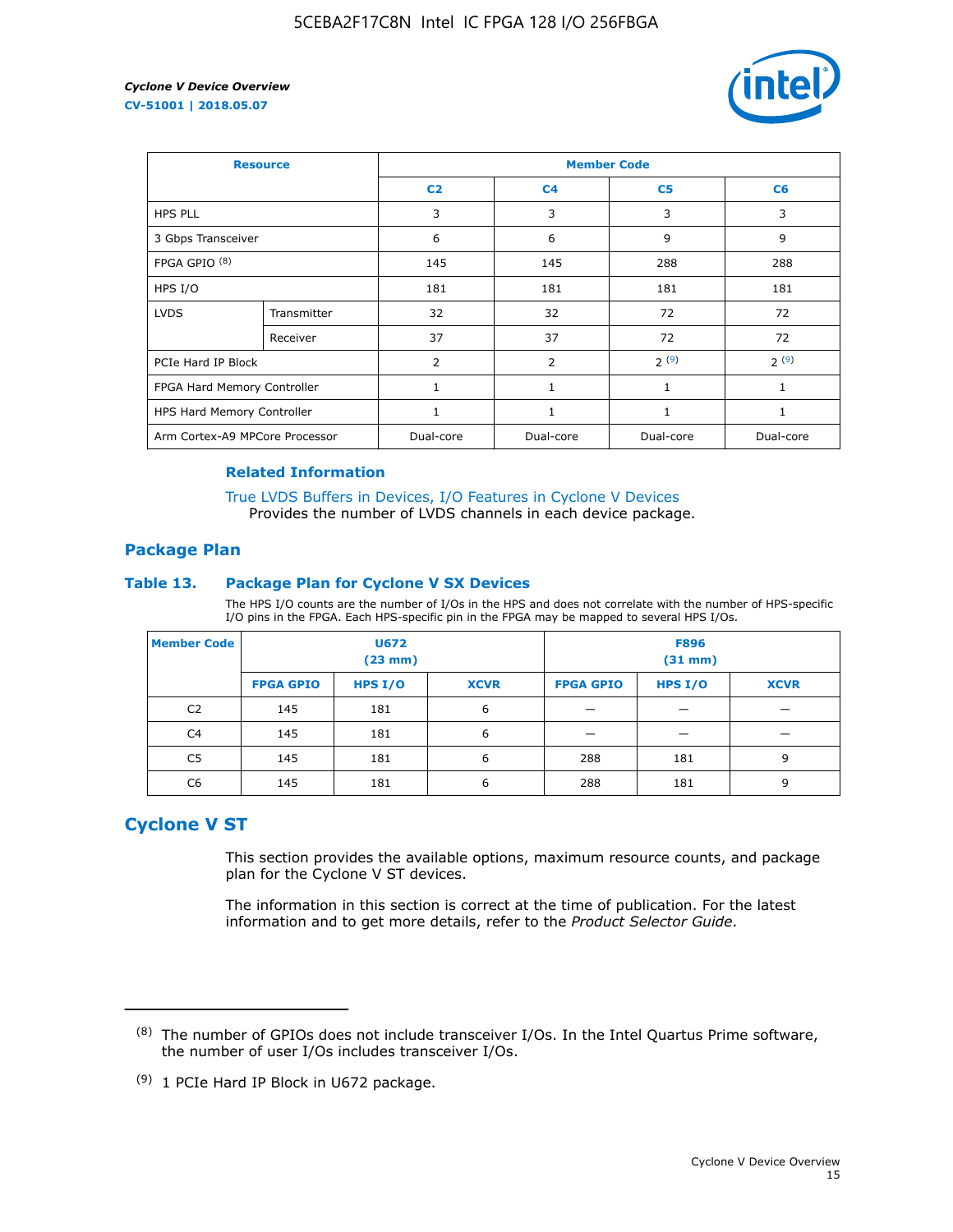| Resource | | Member Code | | | |
|---|---|---|---|---|---|
| | | C2 | C4 | C5 | C6 |
| HPS PLL | | 3 | 3 | 3 | 3 |
| 3 Gbps Transceiver | | 6 | 6 | 9 | 9 |
| FPGA GPIO [(8)] | | 145 | 145 | 288 | 288 |
| HPS I/O | | 181 | 181 | 181 | 181 |
| LVDS | Transmitter | 32 | 32 | 72 | 72 |
| | Receiver | 37 | 37 | 72 | 72 |
| PCIe Hard IP Block | | 2 | 2 | 2 [(9)] | 2 [(9)] |
| FPGA Hard Memory Controller | | 1 | 1 | 1 | 1 |
| HPS Hard Memory Controller | | 1 | 1 | 1 | 1 |
| Arm Cortex-A9 MPCore Processor | | Dual-core | Dual-core | Dual-core | Dual-core |

#### Related Information

True LVDS Buffers in Devices, I/O Features in Cyclone V Devices
Provides the number of LVDS channels in each device package.

### Package Plan

#### Table 13. Package Plan for Cyclone V SX Devices

The HPS I/O counts are the number of I/Os in the HPS and does not correlate with the number of HPS-specific I/O pins in the FPGA. Each HPS-specific pin in the FPGA may be mapped to several HPS I/Os.

| Member Code | U672 (23 mm) | | | F896 (31 mm) | | |
|---|---|---|---|---|---|---|
| | FPGA GPIO | HPS I/O | XCVR | FPGA GPIO | HPS I/O | XCVR |
| C2 | 145 | 181 | 6 | — | — | — |
| C4 | 145 | 181 | 6 | — | — | — |
| C5 | 145 | 181 | 6 | 288 | 181 | 9 |
| C6 | 145 | 181 | 6 | 288 | 181 | 9 |

## Cyclone V ST

This section provides the available options, maximum resource counts, and package plan for the Cyclone V ST devices.

The information in this section is correct at the time of publication. For the latest information and to get more details, refer to the *Product Selector Guide*.

---

(8) The number of GPIOs does not include transceiver I/Os. In the Intel Quartus Prime software, the number of user I/Os includes transceiver I/Os.

(9) 1 PCIe Hard IP Block in U672 package.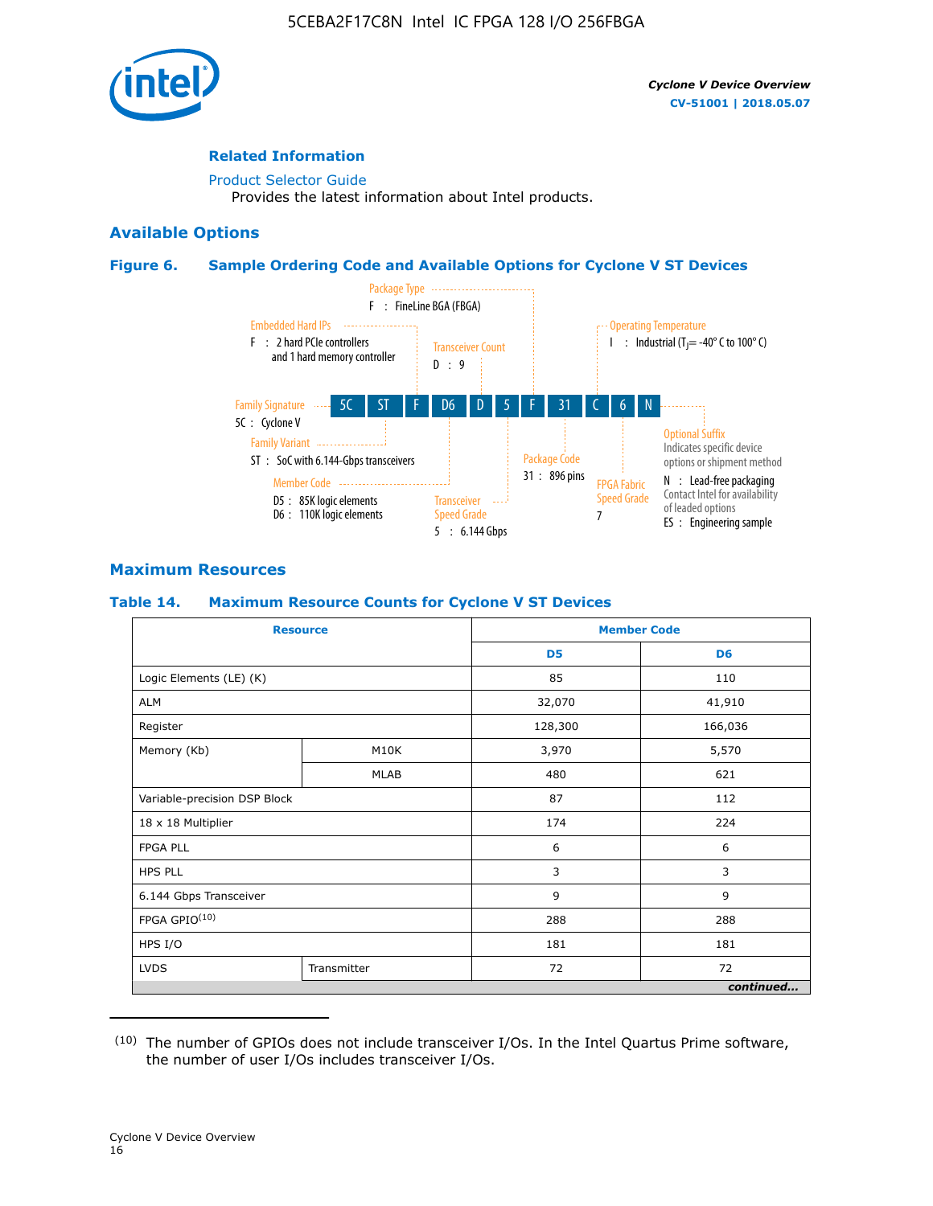## Related Information

Product Selector Guide
Provides the latest information about Intel products.

## Available Options

### Figure 6. Sample Ordering Code and Available Options for Cyclone V ST Devices

| 5C | ST | F | D6 | D | 5 | F | 31 | C | 6 | N |
|---|---|---|---|---|---|---|---|---|---|---|

- **Family Signature** — 5C : Cyclone V
- **Family Variant** — ST : SoC with 6.144-Gbps transceivers
- **Embedded Hard IPs** — F : 2 hard PCIe controllers and 1 hard memory controller
- **Member Code** — D5 : 85K logic elements; D6 : 110K logic elements
- **Transceiver Count** — D : 9
- **Transceiver Speed Grade** — 5 : 6.144 Gbps
- **Package Type** — F : FineLine BGA (FBGA)
- **Package Code** — 31 : 896 pins
- **Operating Temperature** — I : Industrial ($T_J$ = -40° C to 100° C)
- **FPGA Fabric Speed Grade** — 7
- **Optional Suffix** — Indicates specific device options or shipment method
  - N : Lead-free packaging. Contact Intel for availability of leaded options
  - ES : Engineering sample

## Maximum Resources

### Table 14. Maximum Resource Counts for Cyclone V ST Devices

| Resource | | Member Code | |
|---|---|---|---|
| | | D5 | D6 |
| Logic Elements (LE) (K) | | 85 | 110 |
| ALM | | 32,070 | 41,910 |
| Register | | 128,300 | 166,036 |
| Memory (Kb) | M10K | 3,970 | 5,570 |
| | MLAB | 480 | 621 |
| Variable-precision DSP Block | | 87 | 112 |
| 18 x 18 Multiplier | | 174 | 224 |
| FPGA PLL | | 6 | 6 |
| HPS PLL | | 3 | 3 |
| 6.144 Gbps Transceiver | | 9 | 9 |
| FPGA GPIO[10] | | 288 | 288 |
| HPS I/O | | 181 | 181 |
| LVDS | Transmitter | 72 | 72 |

*continued...*

(10) The number of GPIOs does not include transceiver I/Os. In the Intel Quartus Prime software, the number of user I/Os includes transceiver I/Os.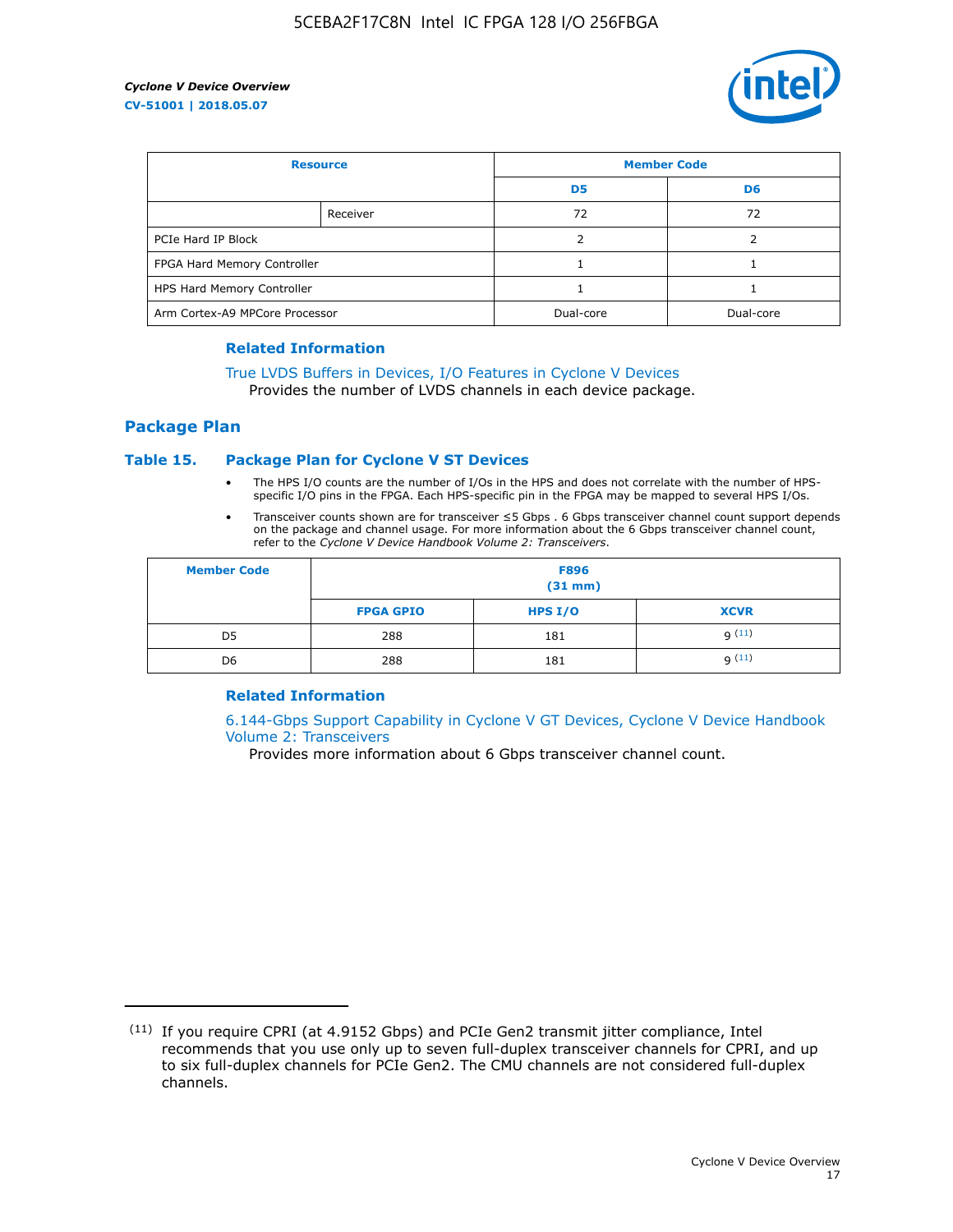| Resource | | Member Code | |
|---|---|---|---|
| | | D5 | D6 |
| | Receiver | 72 | 72 |
| PCIe Hard IP Block | | 2 | 2 |
| FPGA Hard Memory Controller | | 1 | 1 |
| HPS Hard Memory Controller | | 1 | 1 |
| Arm Cortex-A9 MPCore Processor | | Dual-core | Dual-core |

### Related Information

True LVDS Buffers in Devices, I/O Features in Cyclone V Devices
Provides the number of LVDS channels in each device package.

## Package Plan

### Table 15. Package Plan for Cyclone V ST Devices

- The HPS I/O counts are the number of I/Os in the HPS and does not correlate with the number of HPS-specific I/O pins in the FPGA. Each HPS-specific pin in the FPGA may be mapped to several HPS I/Os.
- Transceiver counts shown are for transceiver ≤5 Gbps . 6 Gbps transceiver channel count support depends on the package and channel usage. For more information about the 6 Gbps transceiver channel count, refer to the *Cyclone V Device Handbook Volume 2: Transceivers*.

| Member Code | F896 (31 mm) | | |
|---|---|---|---|
| | FPGA GPIO | HPS I/O | XCVR |
| D5 | 288 | 181 | 9 [11] |
| D6 | 288 | 181 | 9 [11] |

### Related Information

6.144-Gbps Support Capability in Cyclone V GT Devices, Cyclone V Device Handbook Volume 2: Transceivers
Provides more information about 6 Gbps transceiver channel count.

(11) If you require CPRI (at 4.9152 Gbps) and PCIe Gen2 transmit jitter compliance, Intel recommends that you use only up to seven full-duplex transceiver channels for CPRI, and up to six full-duplex channels for PCIe Gen2. The CMU channels are not considered full-duplex channels.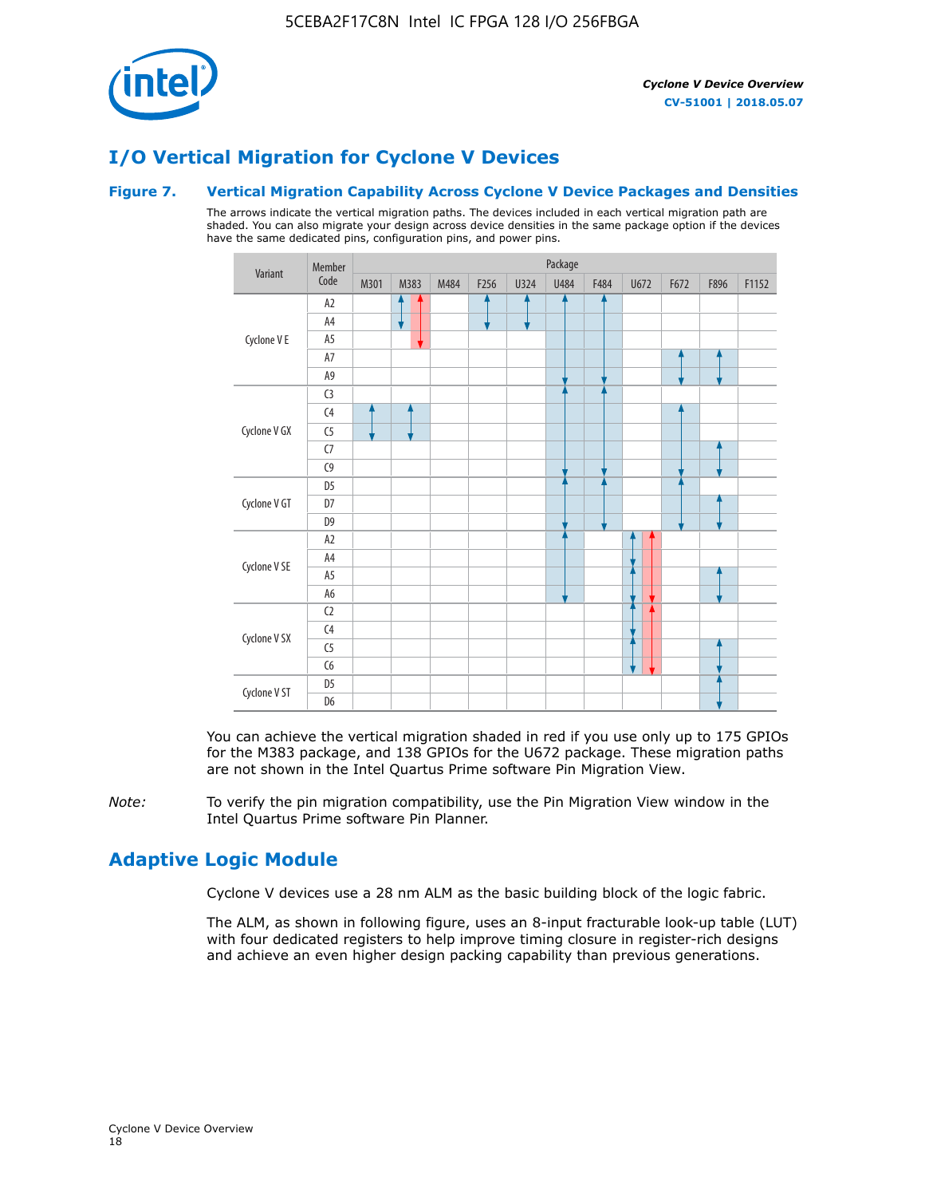# I/O Vertical Migration for Cyclone V Devices

### Figure 7. Vertical Migration Capability Across Cyclone V Device Packages and Densities

The arrows indicate the vertical migration paths. The devices included in each vertical migration path are shaded. You can also migrate your design across device densities in the same package option if the devices have the same dedicated pins, configuration pins, and power pins.

| Variant | Member Code | M301 | M383 | M484 | F256 | U324 | U484 | F484 | U672 | F672 | F896 | F1152 |
|---|---|---|---|---|---|---|---|---|---|---|---|---|
| Cyclone V E | A2 | | | | | | | | | | | |
| | A4 | | | | | | | | | | | |
| | A5 | | | | | | | | | | | |
| | A7 | | | | | | | | | | | |
| | A9 | | | | | | | | | | | |
| Cyclone V GX | C3 | | | | | | | | | | | |
| | C4 | | | | | | | | | | | |
| | C5 | | | | | | | | | | | |
| | C7 | | | | | | | | | | | |
| | C9 | | | | | | | | | | | |
| Cyclone V GT | D5 | | | | | | | | | | | |
| | D7 | | | | | | | | | | | |
| | D9 | | | | | | | | | | | |
| Cyclone V SE | A2 | | | | | | | | | | | |
| | A4 | | | | | | | | | | | |
| | A5 | | | | | | | | | | | |
| | A6 | | | | | | | | | | | |
| Cyclone V SX | C2 | | | | | | | | | | | |
| | C4 | | | | | | | | | | | |
| | C5 | | | | | | | | | | | |
| | C6 | | | | | | | | | | | |
| Cyclone V ST | D5 | | | | | | | | | | | |
| | D6 | | | | | | | | | | | |

You can achieve the vertical migration shaded in red if you use only up to 175 GPIOs for the M383 package, and 138 GPIOs for the U672 package. These migration paths are not shown in the Intel Quartus Prime software Pin Migration View.

*Note:* To verify the pin migration compatibility, use the Pin Migration View window in the Intel Quartus Prime software Pin Planner.

# Adaptive Logic Module

Cyclone V devices use a 28 nm ALM as the basic building block of the logic fabric.

The ALM, as shown in following figure, uses an 8-input fracturable look-up table (LUT) with four dedicated registers to help improve timing closure in register-rich designs and achieve an even higher design packing capability than previous generations.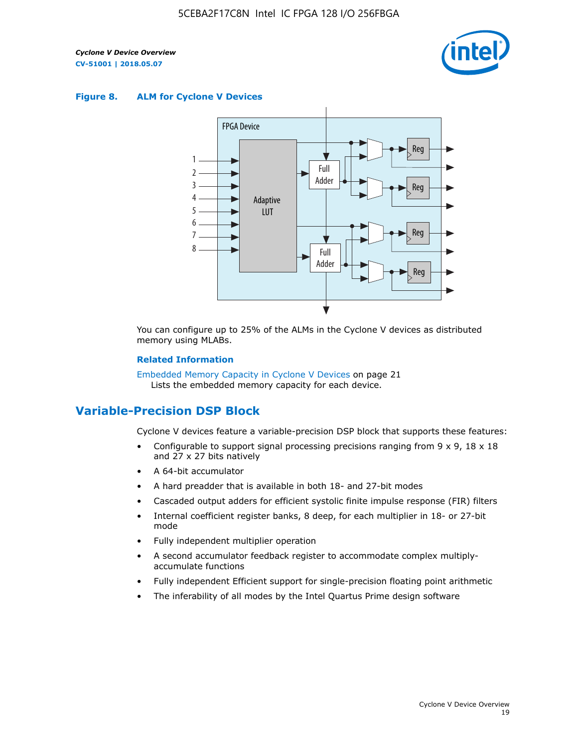**Figure 8. ALM for Cylone V Devices**

You can configure up to 25% of the ALMs in the Cyclone V devices as distributed memory using MLABs.

**Related Information**

Embedded Memory Capacity in Cyclone V Devices on page 21
Lists the embedded memory capacity for each device.

## Variable-Precision DSP Block

Cyclone V devices feature a variable-precision DSP block that supports these features:

- Configurable to support signal processing precisions ranging from 9 x 9, 18 x 18 and 27 x 27 bits natively
- A 64-bit accumulator
- A hard preadder that is available in both 18- and 27-bit modes
- Cascaded output adders for efficient systolic finite impulse response (FIR) filters
- Internal coefficient register banks, 8 deep, for each multiplier in 18- or 27-bit mode
- Fully independent multiplier operation
- A second accumulator feedback register to accommodate complex multiply-accumulate functions
- Fully independent Efficient support for single-precision floating point arithmetic
- The inferability of all modes by the Intel Quartus Prime design software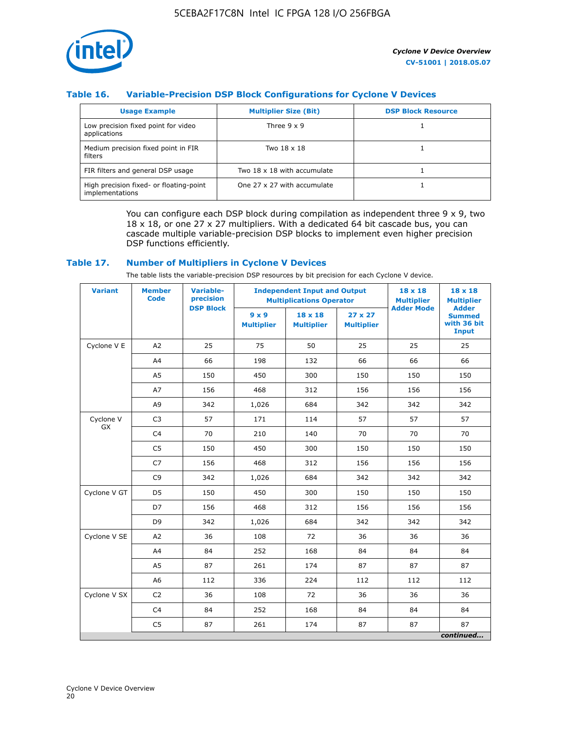### Table 16. Variable-Precision DSP Block Configurations for Cyclone V Devices

| Usage Example | Multiplier Size (Bit) | DSP Block Resource |
|---|---|---|
| Low precision fixed point for video applications | Three 9 x 9 | 1 |
| Medium precision fixed point in FIR filters | Two 18 x 18 | 1 |
| FIR filters and general DSP usage | Two 18 x 18 with accumulate | 1 |
| High precision fixed- or floating-point implementations | One 27 x 27 with accumulate | 1 |

You can configure each DSP block during compilation as independent three 9 x 9, two 18 x 18, or one 27 x 27 multipliers. With a dedicated 64 bit cascade bus, you can cascade multiple variable-precision DSP blocks to implement even higher precision DSP functions efficiently.

### Table 17. Number of Multipliers in Cyclone V Devices

The table lists the variable-precision DSP resources by bit precision for each Cyclone V device.

| Variant | Member Code | Variable-precision DSP Block | Independent Input and Output Multiplications Operator | | | 18 x 18 Multiplier Adder Mode | 18 x 18 Multiplier Adder Summed with 36 bit Input |
|---|---|---|---|---|---|---|---|
| | | | 9 x 9 Multiplier | 18 x 18 Multiplier | 27 x 27 Multiplier | | |
| Cyclone V E | A2 | 25 | 75 | 50 | 25 | 25 | 25 |
| | A4 | 66 | 198 | 132 | 66 | 66 | 66 |
| | A5 | 150 | 450 | 300 | 150 | 150 | 150 |
| | A7 | 156 | 468 | 312 | 156 | 156 | 156 |
| | A9 | 342 | 1,026 | 684 | 342 | 342 | 342 |
| Cyclone V GX | C3 | 57 | 171 | 114 | 57 | 57 | 57 |
| | C4 | 70 | 210 | 140 | 70 | 70 | 70 |
| | C5 | 150 | 450 | 300 | 150 | 150 | 150 |
| | C7 | 156 | 468 | 312 | 156 | 156 | 156 |
| | C9 | 342 | 1,026 | 684 | 342 | 342 | 342 |
| Cyclone V GT | D5 | 150 | 450 | 300 | 150 | 150 | 150 |
| | D7 | 156 | 468 | 312 | 156 | 156 | 156 |
| | D9 | 342 | 1,026 | 684 | 342 | 342 | 342 |
| Cyclone V SE | A2 | 36 | 108 | 72 | 36 | 36 | 36 |
| | A4 | 84 | 252 | 168 | 84 | 84 | 84 |
| | A5 | 87 | 261 | 174 | 87 | 87 | 87 |
| | A6 | 112 | 336 | 224 | 112 | 112 | 112 |
| Cyclone V SX | C2 | 36 | 108 | 72 | 36 | 36 | 36 |
| | C4 | 84 | 252 | 168 | 84 | 84 | 84 |
| | C5 | 87 | 261 | 174 | 87 | 87 | 87 |

*continued...*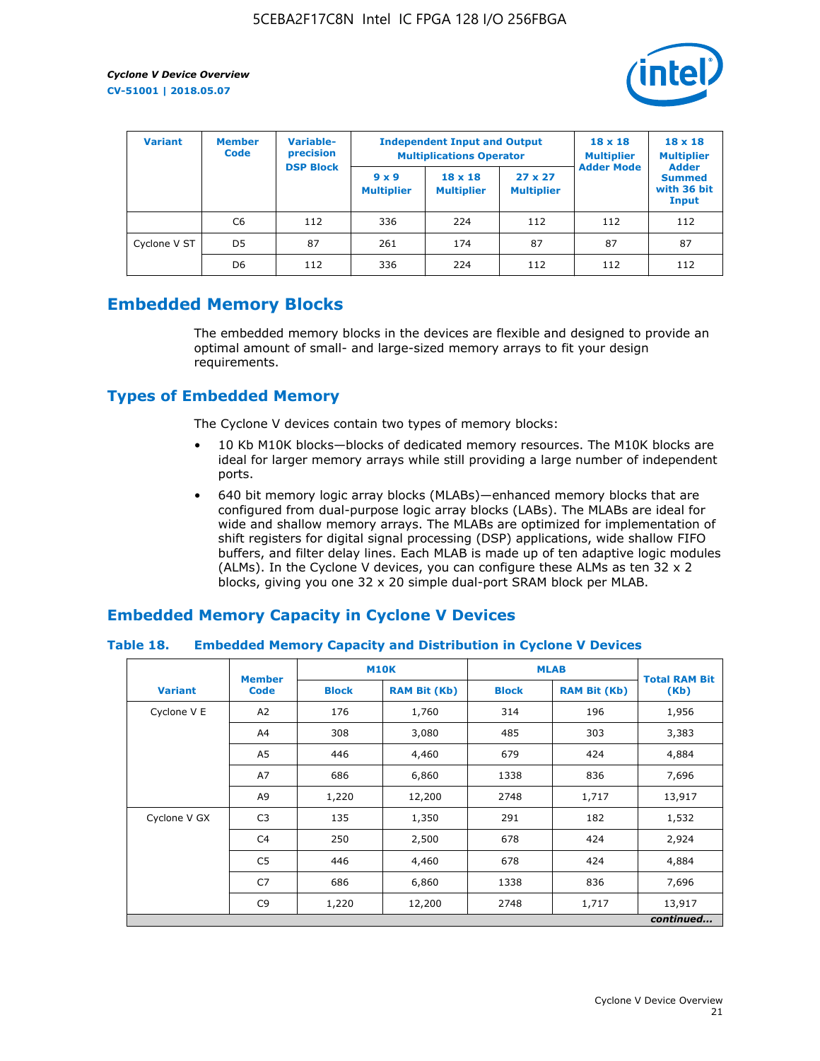| Variant | Member Code | Variable-precision DSP Block | Independent Input and Output Multiplications Operator | | | 18 x 18 Multiplier Adder Mode | 18 x 18 Multiplier Adder Summed with 36 bit Input |
|---|---|---|---|---|---|---|---|
| | | | 9 x 9 Multiplier | 18 x 18 Multiplier | 27 x 27 Multiplier | | |
| | C6 | 112 | 336 | 224 | 112 | 112 | 112 |
| Cyclone V ST | D5 | 87 | 261 | 174 | 87 | 87 | 87 |
| | D6 | 112 | 336 | 224 | 112 | 112 | 112 |

## Embedded Memory Blocks

The embedded memory blocks in the devices are flexible and designed to provide an optimal amount of small- and large-sized memory arrays to fit your design requirements.

## Types of Embedded Memory

The Cyclone V devices contain two types of memory blocks:

- 10 Kb M10K blocks—blocks of dedicated memory resources. The M10K blocks are ideal for larger memory arrays while still providing a large number of independent ports.
- 640 bit memory logic array blocks (MLABs)—enhanced memory blocks that are configured from dual-purpose logic array blocks (LABs). The MLABs are ideal for wide and shallow memory arrays. The MLABs are optimized for implementation of shift registers for digital signal processing (DSP) applications, wide shallow FIFO buffers, and filter delay lines. Each MLAB is made up of ten adaptive logic modules (ALMs). In the Cyclone V devices, you can configure these ALMs as ten 32 x 2 blocks, giving you one 32 x 20 simple dual-port SRAM block per MLAB.

## Embedded Memory Capacity in Cyclone V Devices

### Table 18. Embedded Memory Capacity and Distribution in Cyclone V Devices

| Variant | Member Code | M10K | | MLAB | | Total RAM Bit (Kb) |
|---|---|---|---|---|---|---|
| | | Block | RAM Bit (Kb) | Block | RAM Bit (Kb) | |
| Cyclone V E | A2 | 176 | 1,760 | 314 | 196 | 1,956 |
| | A4 | 308 | 3,080 | 485 | 303 | 3,383 |
| | A5 | 446 | 4,460 | 679 | 424 | 4,884 |
| | A7 | 686 | 6,860 | 1338 | 836 | 7,696 |
| | A9 | 1,220 | 12,200 | 2748 | 1,717 | 13,917 |
| Cyclone V GX | C3 | 135 | 1,350 | 291 | 182 | 1,532 |
| | C4 | 250 | 2,500 | 678 | 424 | 2,924 |
| | C5 | 446 | 4,460 | 678 | 424 | 4,884 |
| | C7 | 686 | 6,860 | 1338 | 836 | 7,696 |
| | C9 | 1,220 | 12,200 | 2748 | 1,717 | 13,917 |

*continued...*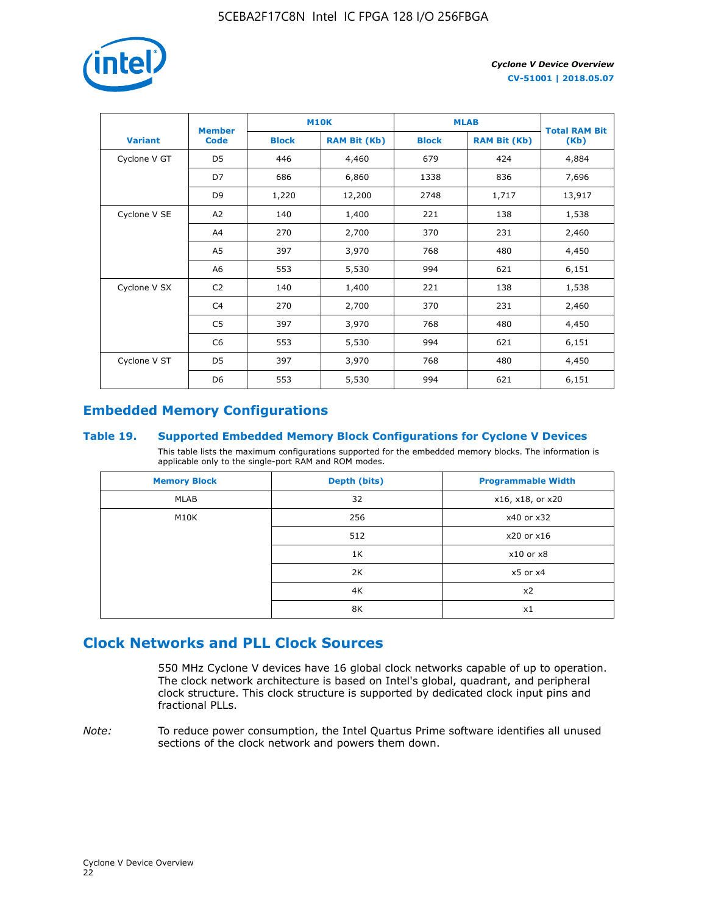| Variant | Member Code | M10K | | MLAB | | Total RAM Bit (Kb) |
|---|---|---|---|---|---|---|
| | | Block | RAM Bit (Kb) | Block | RAM Bit (Kb) | |
| Cyclone V GT | D5 | 446 | 4,460 | 679 | 424 | 4,884 |
| | D7 | 686 | 6,860 | 1338 | 836 | 7,696 |
| | D9 | 1,220 | 12,200 | 2748 | 1,717 | 13,917 |
| Cyclone V SE | A2 | 140 | 1,400 | 221 | 138 | 1,538 |
| | A4 | 270 | 2,700 | 370 | 231 | 2,460 |
| | A5 | 397 | 3,970 | 768 | 480 | 4,450 |
| | A6 | 553 | 5,530 | 994 | 621 | 6,151 |
| Cyclone V SX | C2 | 140 | 1,400 | 221 | 138 | 1,538 |
| | C4 | 270 | 2,700 | 370 | 231 | 2,460 |
| | C5 | 397 | 3,970 | 768 | 480 | 4,450 |
| | C6 | 553 | 5,530 | 994 | 621 | 6,151 |
| Cyclone V ST | D5 | 397 | 3,970 | 768 | 480 | 4,450 |
| | D6 | 553 | 5,530 | 994 | 621 | 6,151 |

## Embedded Memory Configurations

### Table 19. Supported Embedded Memory Block Configurations for Cyclone V Devices

This table lists the maximum configurations supported for the embedded memory blocks. The information is applicable only to the single-port RAM and ROM modes.

| Memory Block | Depth (bits) | Programmable Width |
|---|---|---|
| MLAB | 32 | x16, x18, or x20 |
| M10K | 256 | x40 or x32 |
| | 512 | x20 or x16 |
| | 1K | x10 or x8 |
| | 2K | x5 or x4 |
| | 4K | x2 |
| | 8K | x1 |

## Clock Networks and PLL Clock Sources

550 MHz Cyclone V devices have 16 global clock networks capable of up to operation. The clock network architecture is based on Intel's global, quadrant, and peripheral clock structure. This clock structure is supported by dedicated clock input pins and fractional PLLs.

*Note:* To reduce power consumption, the Intel Quartus Prime software identifies all unused sections of the clock network and powers them down.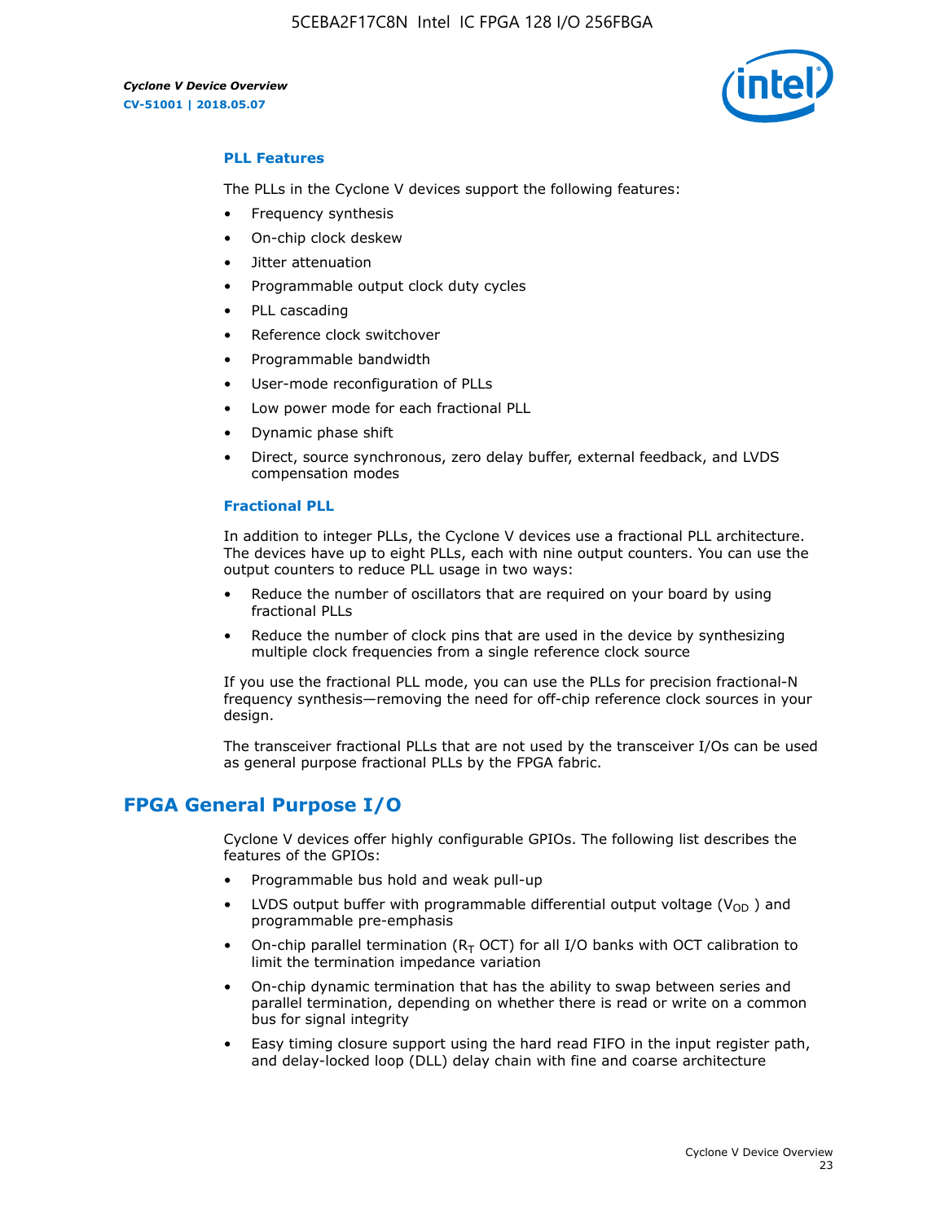### PLL Features

The PLLs in the Cyclone V devices support the following features:

- Frequency synthesis
- On-chip clock deskew
- Jitter attenuation
- Programmable output clock duty cycles
- PLL cascading
- Reference clock switchover
- Programmable bandwidth
- User-mode reconfiguration of PLLs
- Low power mode for each fractional PLL
- Dynamic phase shift
- Direct, source synchronous, zero delay buffer, external feedback, and LVDS compensation modes

### Fractional PLL

In addition to integer PLLs, the Cyclone V devices use a fractional PLL architecture. The devices have up to eight PLLs, each with nine output counters. You can use the output counters to reduce PLL usage in two ways:

- Reduce the number of oscillators that are required on your board by using fractional PLLs
- Reduce the number of clock pins that are used in the device by synthesizing multiple clock frequencies from a single reference clock source

If you use the fractional PLL mode, you can use the PLLs for precision fractional-N frequency synthesis—removing the need for off-chip reference clock sources in your design.

The transceiver fractional PLLs that are not used by the transceiver I/Os can be used as general purpose fractional PLLs by the FPGA fabric.

## FPGA General Purpose I/O

Cyclone V devices offer highly configurable GPIOs. The following list describes the features of the GPIOs:

- Programmable bus hold and weak pull-up
- LVDS output buffer with programmable differential output voltage ($V_{OD}$ ) and programmable pre-emphasis
- On-chip parallel termination ($R_T$ OCT) for all I/O banks with OCT calibration to limit the termination impedance variation
- On-chip dynamic termination that has the ability to swap between series and parallel termination, depending on whether there is read or write on a common bus for signal integrity
- Easy timing closure support using the hard read FIFO in the input register path, and delay-locked loop (DLL) delay chain with fine and coarse architecture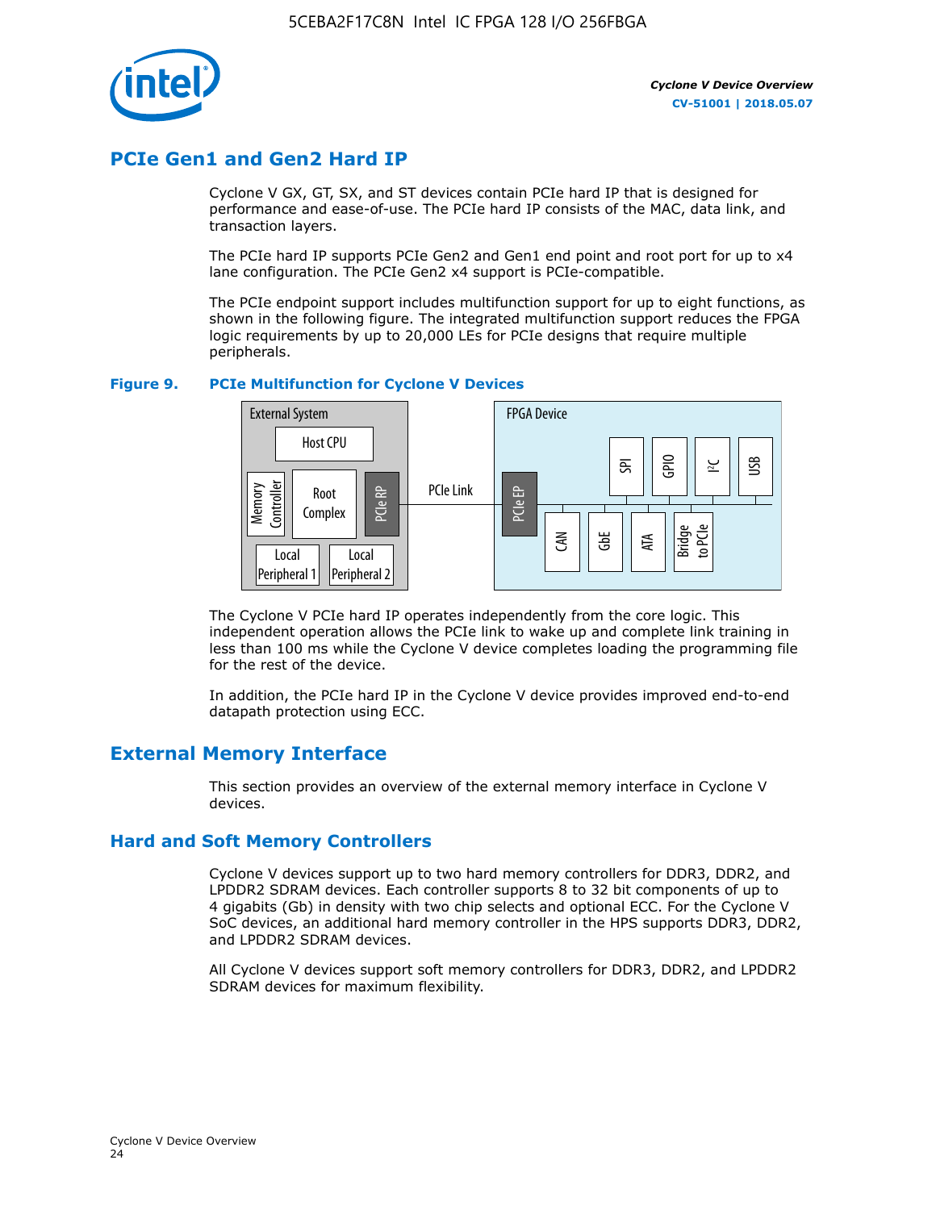## PCIe Gen1 and Gen2 Hard IP

Cyclone V GX, GT, SX, and ST devices contain PCIe hard IP that is designed for performance and ease-of-use. The PCIe hard IP consists of the MAC, data link, and transaction layers.

The PCIe hard IP supports PCIe Gen2 and Gen1 end point and root port for up to x4 lane configuration. The PCIe Gen2 x4 support is PCIe-compatible.

The PCIe endpoint support includes multifunction support for up to eight functions, as shown in the following figure. The integrated multifunction support reduces the FPGA logic requirements by up to 20,000 LEs for PCIe designs that require multiple peripherals.

**Figure 9. PCIe Multifunction for Cyclone V Devices**

The Cyclone V PCIe hard IP operates independently from the core logic. This independent operation allows the PCIe link to wake up and complete link training in less than 100 ms while the Cyclone V device completes loading the programming file for the rest of the device.

In addition, the PCIe hard IP in the Cyclone V device provides improved end-to-end datapath protection using ECC.

## External Memory Interface

This section provides an overview of the external memory interface in Cyclone V devices.

### Hard and Soft Memory Controllers

Cyclone V devices support up to two hard memory controllers for DDR3, DDR2, and LPDDR2 SDRAM devices. Each controller supports 8 to 32 bit components of up to 4 gigabits (Gb) in density with two chip selects and optional ECC. For the Cyclone V SoC devices, an additional hard memory controller in the HPS supports DDR3, DDR2, and LPDDR2 SDRAM devices.

All Cyclone V devices support soft memory controllers for DDR3, DDR2, and LPDDR2 SDRAM devices for maximum flexibility.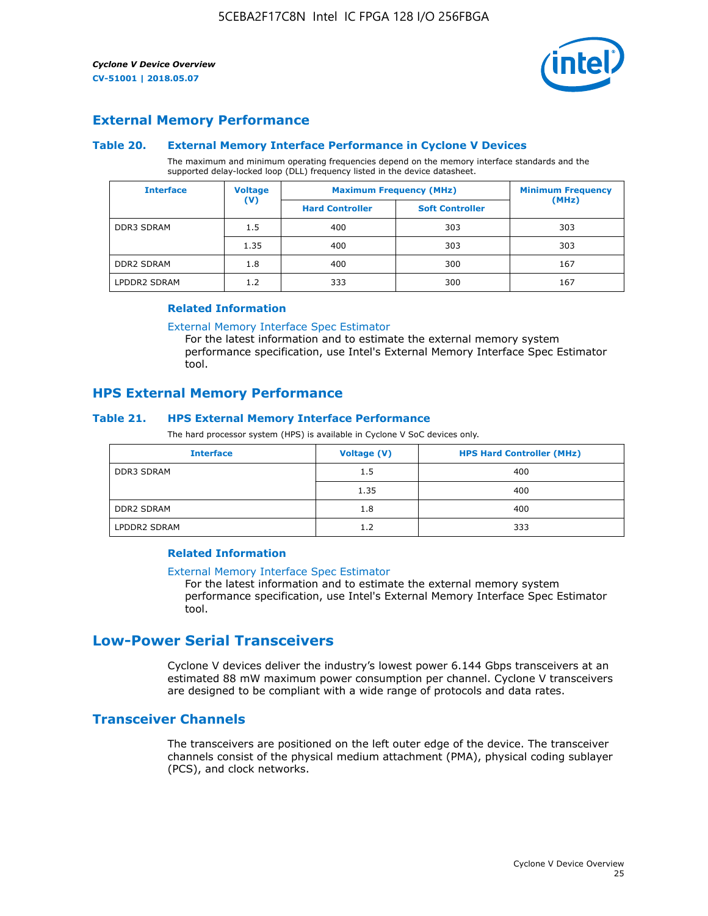## External Memory Performance

### Table 20. External Memory Interface Performance in Cyclone V Devices

The maximum and minimum operating frequencies depend on the memory interface standards and the supported delay-locked loop (DLL) frequency listed in the device datasheet.

| Interface | Voltage (V) | Maximum Frequency (MHz) | | Minimum Frequency (MHz) |
|---|---|---|---|---|
| | | Hard Controller | Soft Controller | |
| DDR3 SDRAM | 1.5 | 400 | 303 | 303 |
| | 1.35 | 400 | 303 | 303 |
| DDR2 SDRAM | 1.8 | 400 | 300 | 167 |
| LPDDR2 SDRAM | 1.2 | 333 | 300 | 167 |

#### Related Information

External Memory Interface Spec Estimator
For the latest information and to estimate the external memory system performance specification, use Intel's External Memory Interface Spec Estimator tool.

## HPS External Memory Performance

### Table 21. HPS External Memory Interface Performance

The hard processor system (HPS) is available in Cyclone V SoC devices only.

| Interface | Voltage (V) | HPS Hard Controller (MHz) |
|---|---|---|
| DDR3 SDRAM | 1.5 | 400 |
| | 1.35 | 400 |
| DDR2 SDRAM | 1.8 | 400 |
| LPDDR2 SDRAM | 1.2 | 333 |

#### Related Information

External Memory Interface Spec Estimator
For the latest information and to estimate the external memory system performance specification, use Intel's External Memory Interface Spec Estimator tool.

# Low-Power Serial Transceivers

Cyclone V devices deliver the industry's lowest power 6.144 Gbps transceivers at an estimated 88 mW maximum power consumption per channel. Cyclone V transceivers are designed to be compliant with a wide range of protocols and data rates.

## Transceiver Channels

The transceivers are positioned on the left outer edge of the device. The transceiver channels consist of the physical medium attachment (PMA), physical coding sublayer (PCS), and clock networks.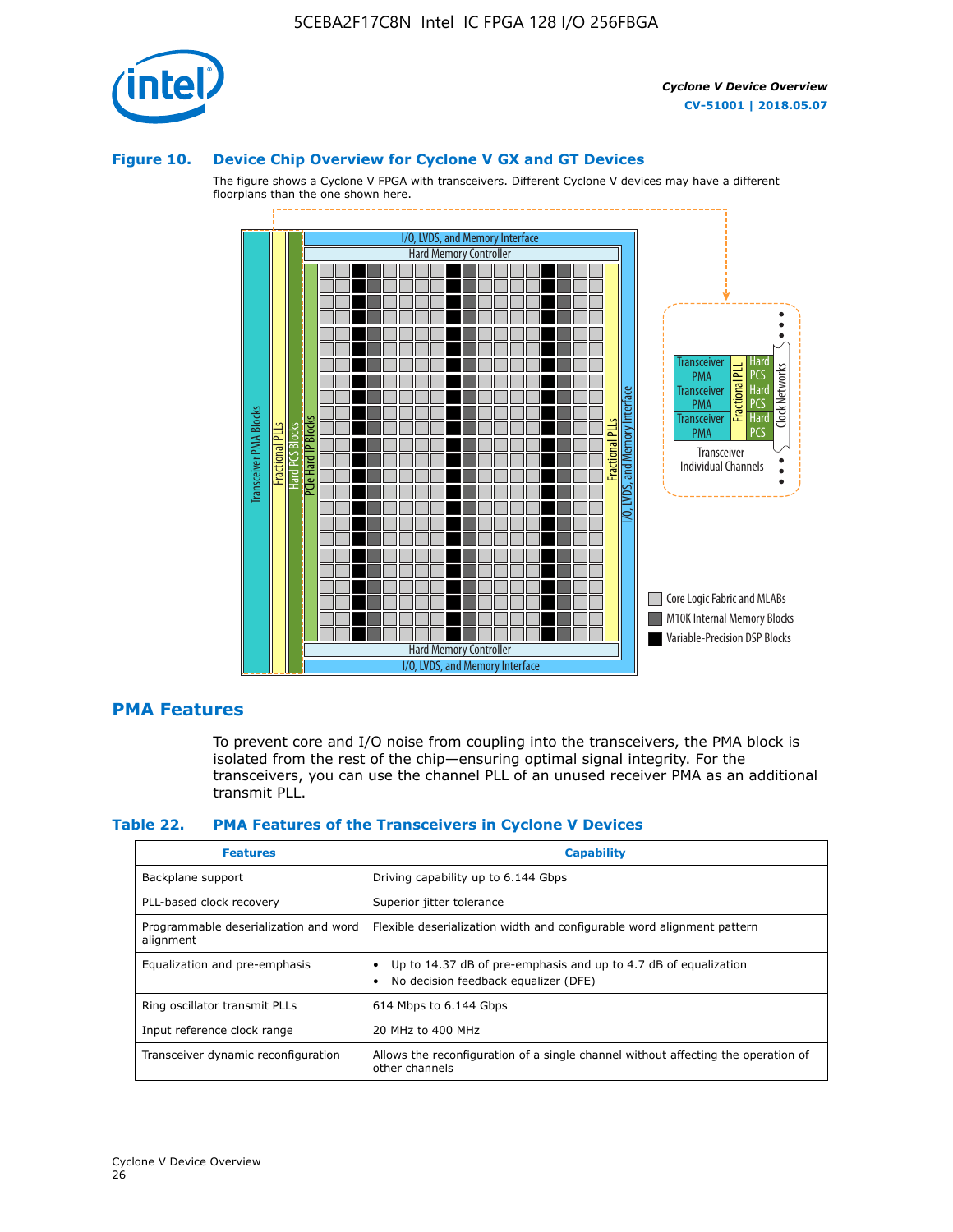**Figure 10. Device Chip Overview for Cyclone V GX and GT Devices**

The figure shows a Cyclone V FPGA with transceivers. Different Cyclone V devices may have a different floorplans than the one shown here.

## PMA Features

To prevent core and I/O noise from coupling into the transceivers, the PMA block is isolated from the rest of the chip—ensuring optimal signal integrity. For the transceivers, you can use the channel PLL of an unused receiver PMA as an additional transmit PLL.

**Table 22. PMA Features of the Transceivers in Cyclone V Devices**

| Features | Capability |
|---|---|
| Backplane support | Driving capability up to 6.144 Gbps |
| PLL-based clock recovery | Superior jitter tolerance |
| Programmable deserialization and word alignment | Flexible deserialization width and configurable word alignment pattern |
| Equalization and pre-emphasis | • Up to 14.37 dB of pre-emphasis and up to 4.7 dB of equalization<br>• No decision feedback equalizer (DFE) |
| Ring oscillator transmit PLLs | 614 Mbps to 6.144 Gbps |
| Input reference clock range | 20 MHz to 400 MHz |
| Transceiver dynamic reconfiguration | Allows the reconfiguration of a single channel without affecting the operation of other channels |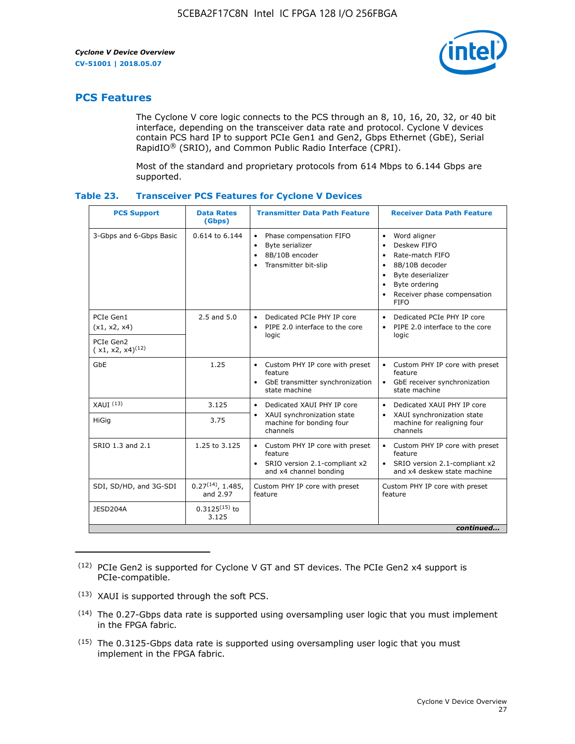## PCS Features

The Cyclone V core logic connects to the PCS through an 8, 10, 16, 20, 32, or 40 bit interface, depending on the transceiver data rate and protocol. Cyclone V devices contain PCS hard IP to support PCIe Gen1 and Gen2, Gbps Ethernet (GbE), Serial RapidIO® (SRIO), and Common Public Radio Interface (CPRI).

Most of the standard and proprietary protocols from 614 Mbps to 6.144 Gbps are supported.

**Table 23. Transceiver PCS Features for Cyclone V Devices**

| PCS Support | Data Rates (Gbps) | Transmitter Data Path Feature | Receiver Data Path Feature |
|---|---|---|---|
| 3-Gbps and 6-Gbps Basic | 0.614 to 6.144 | • Phase compensation FIFO<br>• Byte serializer<br>• 8B/10B encoder<br>• Transmitter bit-slip | • Word aligner<br>• Deskew FIFO<br>• Rate-match FIFO<br>• 8B/10B decoder<br>• Byte deserializer<br>• Byte ordering<br>• Receiver phase compensation FIFO |
| PCIe Gen1 (x1, x2, x4) | 2.5 and 5.0 | • Dedicated PCIe PHY IP core<br>• PIPE 2.0 interface to the core logic | • Dedicated PCIe PHY IP core<br>• PIPE 2.0 interface to the core logic |
| PCIe Gen2 ( x1, x2, x4)(12) | | | |
| GbE | 1.25 | • Custom PHY IP core with preset feature<br>• GbE transmitter synchronization state machine | • Custom PHY IP core with preset feature<br>• GbE receiver synchronization state machine |
| XAUI (13) | 3.125 | • Dedicated XAUI PHY IP core<br>• XAUI synchronization state machine for bonding four channels | • Dedicated XAUI PHY IP core<br>• XAUI synchronization state machine for realigning four channels |
| HiGig | 3.75 | | |
| SRIO 1.3 and 2.1 | 1.25 to 3.125 | • Custom PHY IP core with preset feature<br>• SRIO version 2.1-compliant x2 and x4 channel bonding | • Custom PHY IP core with preset feature<br>• SRIO version 2.1-compliant x2 and x4 deskew state machine |
| SDI, SD/HD, and 3G-SDI | 0.27(14), 1.485, and 2.97 | Custom PHY IP core with preset feature | Custom PHY IP core with preset feature |
| JESD204A | 0.3125(15) to 3.125 | | |

*continued...*

(12) PCIe Gen2 is supported for Cyclone V GT and ST devices. The PCIe Gen2 x4 support is PCIe-compatible.

(13) XAUI is supported through the soft PCS.

(14) The 0.27-Gbps data rate is supported using oversampling user logic that you must implement in the FPGA fabric.

(15) The 0.3125-Gbps data rate is supported using oversampling user logic that you must implement in the FPGA fabric.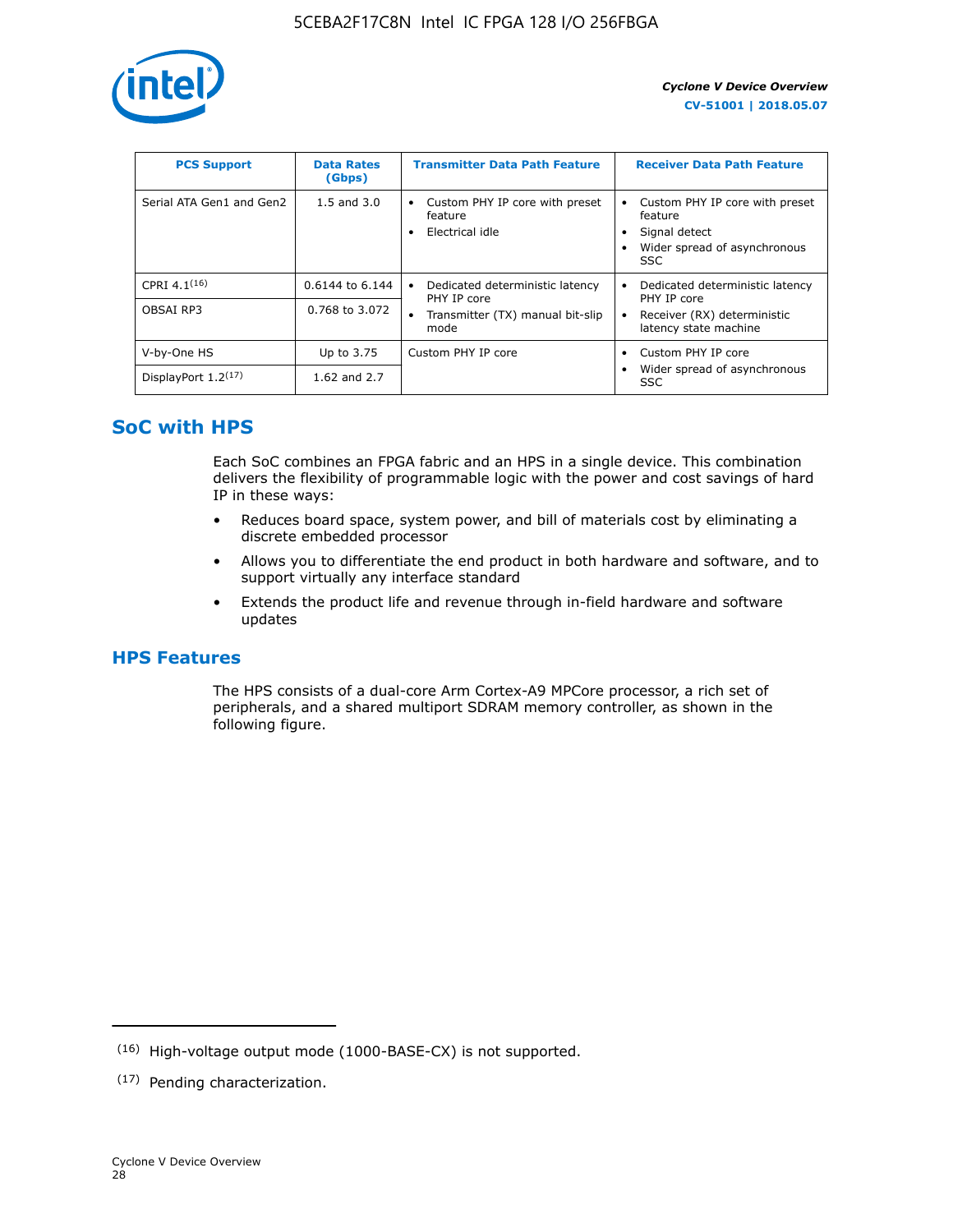| PCS Support | Data Rates (Gbps) | Transmitter Data Path Feature | Receiver Data Path Feature |
|---|---|---|---|
| Serial ATA Gen1 and Gen2 | 1.5 and 3.0 | • Custom PHY IP core with preset feature<br>• Electrical idle | • Custom PHY IP core with preset feature<br>• Signal detect<br>• Wider spread of asynchronous SSC |
| CPRI 4.1[16] | 0.6144 to 6.144 | • Dedicated deterministic latency PHY IP core<br>• Transmitter (TX) manual bit-slip mode | • Dedicated deterministic latency PHY IP core<br>• Receiver (RX) deterministic latency state machine |
| OBSAI RP3 | 0.768 to 3.072 | | |
| V-by-One HS | Up to 3.75 | Custom PHY IP core | • Custom PHY IP core<br>• Wider spread of asynchronous SSC |
| DisplayPort 1.2[17] | 1.62 and 2.7 | | |

## SoC with HPS

Each SoC combines an FPGA fabric and an HPS in a single device. This combination delivers the flexibility of programmable logic with the power and cost savings of hard IP in these ways:

- Reduces board space, system power, and bill of materials cost by eliminating a discrete embedded processor
- Allows you to differentiate the end product in both hardware and software, and to support virtually any interface standard
- Extends the product life and revenue through in-field hardware and software updates

## HPS Features

The HPS consists of a dual-core Arm Cortex-A9 MPCore processor, a rich set of peripherals, and a shared multiport SDRAM memory controller, as shown in the following figure.

(16) High-voltage output mode (1000-BASE-CX) is not supported.

(17) Pending characterization.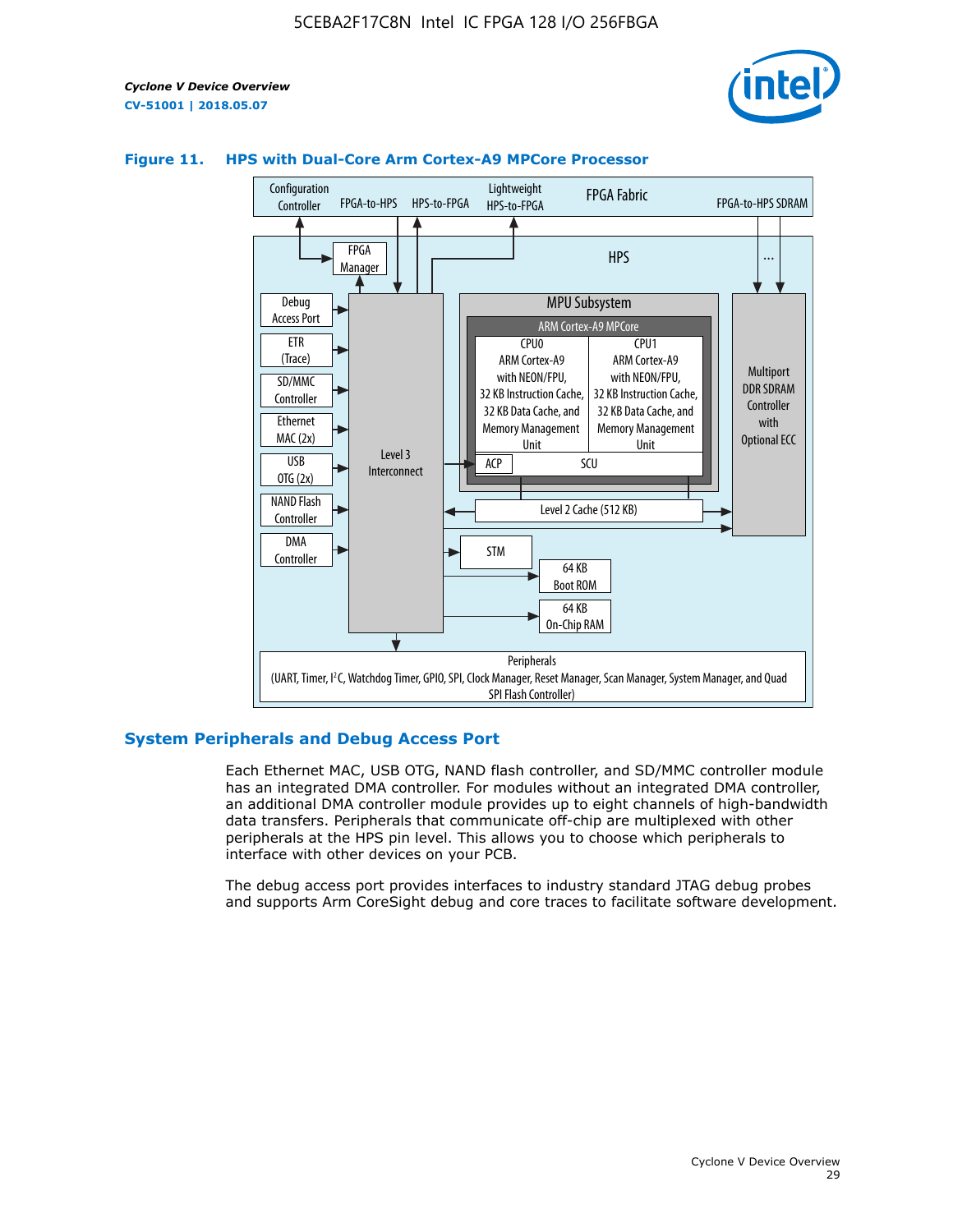**Figure 11. HPS with Dual-Core Arm Cortex-A9 MPCore Processor**

## System Peripherals and Debug Access Port

Each Ethernet MAC, USB OTG, NAND flash controller, and SD/MMC controller module has an integrated DMA controller. For modules without an integrated DMA controller, an additional DMA controller module provides up to eight channels of high-bandwidth data transfers. Peripherals that communicate off-chip are multiplexed with other peripherals at the HPS pin level. This allows you to choose which peripherals to interface with other devices on your PCB.

The debug access port provides interfaces to industry standard JTAG debug probes and supports Arm CoreSight debug and core traces to facilitate software development.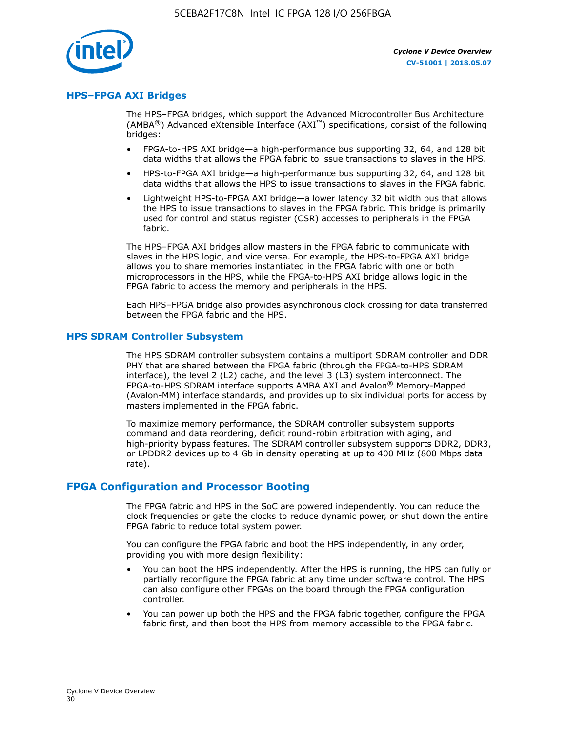## HPS–FPGA AXI Bridges

The HPS–FPGA bridges, which support the Advanced Microcontroller Bus Architecture (AMBA®) Advanced eXtensible Interface (AXI™) specifications, consist of the following bridges:

- FPGA-to-HPS AXI bridge—a high-performance bus supporting 32, 64, and 128 bit data widths that allows the FPGA fabric to issue transactions to slaves in the HPS.
- HPS-to-FPGA AXI bridge—a high-performance bus supporting 32, 64, and 128 bit data widths that allows the HPS to issue transactions to slaves in the FPGA fabric.
- Lightweight HPS-to-FPGA AXI bridge—a lower latency 32 bit width bus that allows the HPS to issue transactions to slaves in the FPGA fabric. This bridge is primarily used for control and status register (CSR) accesses to peripherals in the FPGA fabric.

The HPS–FPGA AXI bridges allow masters in the FPGA fabric to communicate with slaves in the HPS logic, and vice versa. For example, the HPS-to-FPGA AXI bridge allows you to share memories instantiated in the FPGA fabric with one or both microprocessors in the HPS, while the FPGA-to-HPS AXI bridge allows logic in the FPGA fabric to access the memory and peripherals in the HPS.

Each HPS–FPGA bridge also provides asynchronous clock crossing for data transferred between the FPGA fabric and the HPS.

## HPS SDRAM Controller Subsystem

The HPS SDRAM controller subsystem contains a multiport SDRAM controller and DDR PHY that are shared between the FPGA fabric (through the FPGA-to-HPS SDRAM interface), the level 2 (L2) cache, and the level 3 (L3) system interconnect. The FPGA-to-HPS SDRAM interface supports AMBA AXI and Avalon® Memory-Mapped (Avalon-MM) interface standards, and provides up to six individual ports for access by masters implemented in the FPGA fabric.

To maximize memory performance, the SDRAM controller subsystem supports command and data reordering, deficit round-robin arbitration with aging, and high-priority bypass features. The SDRAM controller subsystem supports DDR2, DDR3, or LPDDR2 devices up to 4 Gb in density operating at up to 400 MHz (800 Mbps data rate).

# FPGA Configuration and Processor Booting

The FPGA fabric and HPS in the SoC are powered independently. You can reduce the clock frequencies or gate the clocks to reduce dynamic power, or shut down the entire FPGA fabric to reduce total system power.

You can configure the FPGA fabric and boot the HPS independently, in any order, providing you with more design flexibility:

- You can boot the HPS independently. After the HPS is running, the HPS can fully or partially reconfigure the FPGA fabric at any time under software control. The HPS can also configure other FPGAs on the board through the FPGA configuration controller.
- You can power up both the HPS and the FPGA fabric together, configure the FPGA fabric first, and then boot the HPS from memory accessible to the FPGA fabric.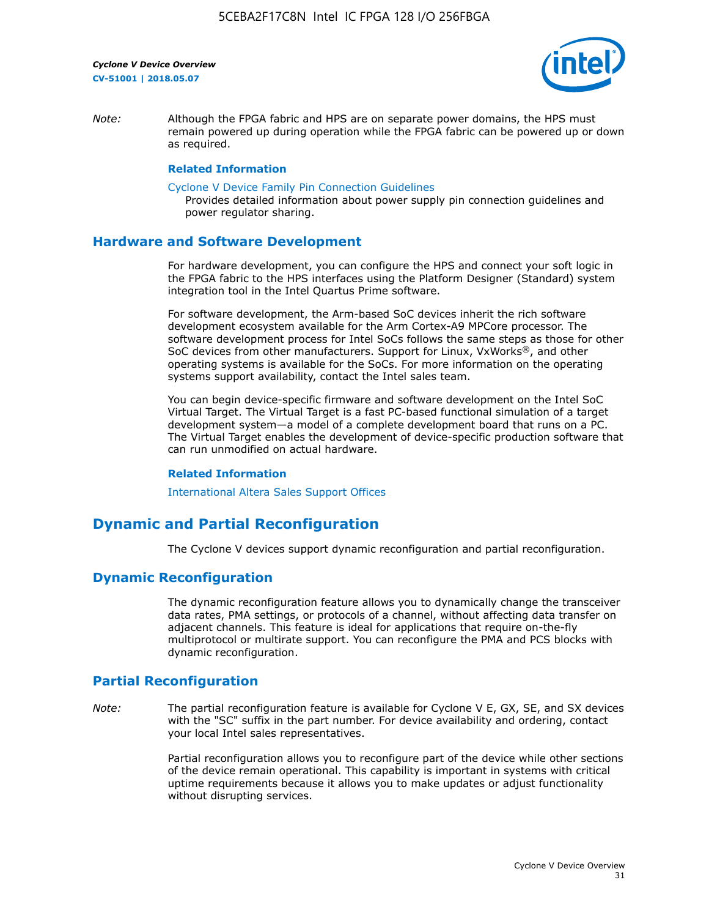*Note:* Although the FPGA fabric and HPS are on separate power domains, the HPS must remain powered up during operation while the FPGA fabric can be powered up or down as required.

**Related Information**

Cyclone V Device Family Pin Connection Guidelines
Provides detailed information about power supply pin connection guidelines and power regulator sharing.

## Hardware and Software Development

For hardware development, you can configure the HPS and connect your soft logic in the FPGA fabric to the HPS interfaces using the Platform Designer (Standard) system integration tool in the Intel Quartus Prime software.

For software development, the Arm-based SoC devices inherit the rich software development ecosystem available for the Arm Cortex-A9 MPCore processor. The software development process for Intel SoCs follows the same steps as those for other SoC devices from other manufacturers. Support for Linux, VxWorks®, and other operating systems is available for the SoCs. For more information on the operating systems support availability, contact the Intel sales team.

You can begin device-specific firmware and software development on the Intel SoC Virtual Target. The Virtual Target is a fast PC-based functional simulation of a target development system—a model of a complete development board that runs on a PC. The Virtual Target enables the development of device-specific production software that can run unmodified on actual hardware.

**Related Information**

International Altera Sales Support Offices

# Dynamic and Partial Reconfiguration

The Cyclone V devices support dynamic reconfiguration and partial reconfiguration.

## Dynamic Reconfiguration

The dynamic reconfiguration feature allows you to dynamically change the transceiver data rates, PMA settings, or protocols of a channel, without affecting data transfer on adjacent channels. This feature is ideal for applications that require on-the-fly multiprotocol or multirate support. You can reconfigure the PMA and PCS blocks with dynamic reconfiguration.

## Partial Reconfiguration

*Note:* The partial reconfiguration feature is available for Cyclone V E, GX, SE, and SX devices with the "SC" suffix in the part number. For device availability and ordering, contact your local Intel sales representatives.

Partial reconfiguration allows you to reconfigure part of the device while other sections of the device remain operational. This capability is important in systems with critical uptime requirements because it allows you to make updates or adjust functionality without disrupting services.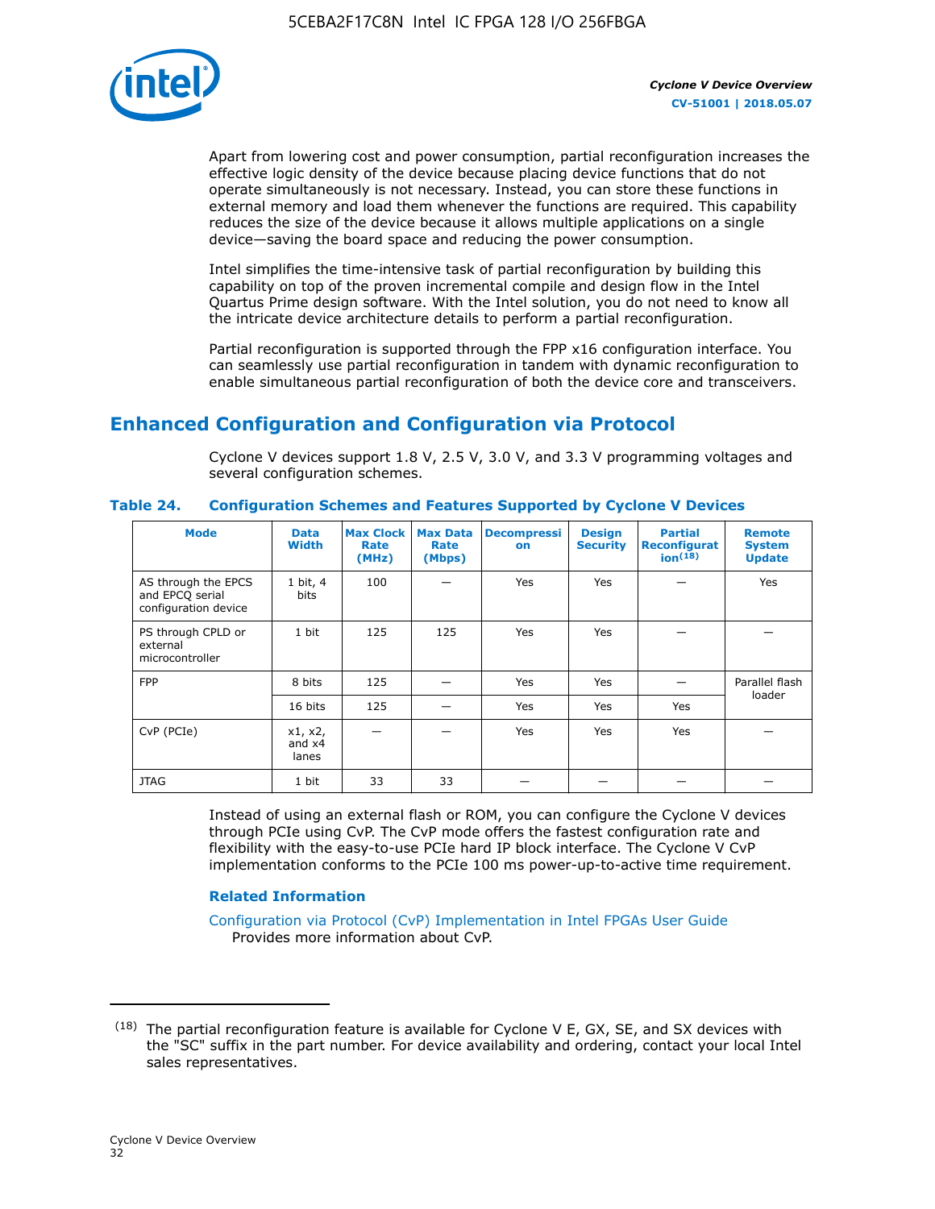Apart from lowering cost and power consumption, partial reconfiguration increases the effective logic density of the device because placing device functions that do not operate simultaneously is not necessary. Instead, you can store these functions in external memory and load them whenever the functions are required. This capability reduces the size of the device because it allows multiple applications on a single device—saving the board space and reducing the power consumption.

Intel simplifies the time-intensive task of partial reconfiguration by building this capability on top of the proven incremental compile and design flow in the Intel Quartus Prime design software. With the Intel solution, you do not need to know all the intricate device architecture details to perform a partial reconfiguration.

Partial reconfiguration is supported through the FPP x16 configuration interface. You can seamlessly use partial reconfiguration in tandem with dynamic reconfiguration to enable simultaneous partial reconfiguration of both the device core and transceivers.

## Enhanced Configuration and Configuration via Protocol

Cyclone V devices support 1.8 V, 2.5 V, 3.0 V, and 3.3 V programming voltages and several configuration schemes.

**Table 24. Configuration Schemes and Features Supported by Cyclone V Devices**

| Mode | Data Width | Max Clock Rate (MHz) | Max Data Rate (Mbps) | Decompression | Design Security | Partial Reconfiguration[18] | Remote System Update |
|---|---|---|---|---|---|---|---|
| AS through the EPCS and EPCQ serial configuration device | 1 bit, 4 bits | 100 | — | Yes | Yes | — | Yes |
| PS through CPLD or external microcontroller | 1 bit | 125 | 125 | Yes | Yes | — | — |
| FPP | 8 bits | 125 | — | Yes | Yes | — | Parallel flash loader |
| | 16 bits | 125 | — | Yes | Yes | Yes | |
| CvP (PCIe) | x1, x2, and x4 lanes | — | — | Yes | Yes | Yes | — |
| JTAG | 1 bit | 33 | 33 | — | — | — | — |

Instead of using an external flash or ROM, you can configure the Cyclone V devices through PCIe using CvP. The CvP mode offers the fastest configuration rate and flexibility with the easy-to-use PCIe hard IP block interface. The Cyclone V CvP implementation conforms to the PCIe 100 ms power-up-to-active time requirement.

### Related Information

Configuration via Protocol (CvP) Implementation in Intel FPGAs User Guide
Provides more information about CvP.

---

[18] The partial reconfiguration feature is available for Cyclone V E, GX, SE, and SX devices with the "SC" suffix in the part number. For device availability and ordering, contact your local Intel sales representatives.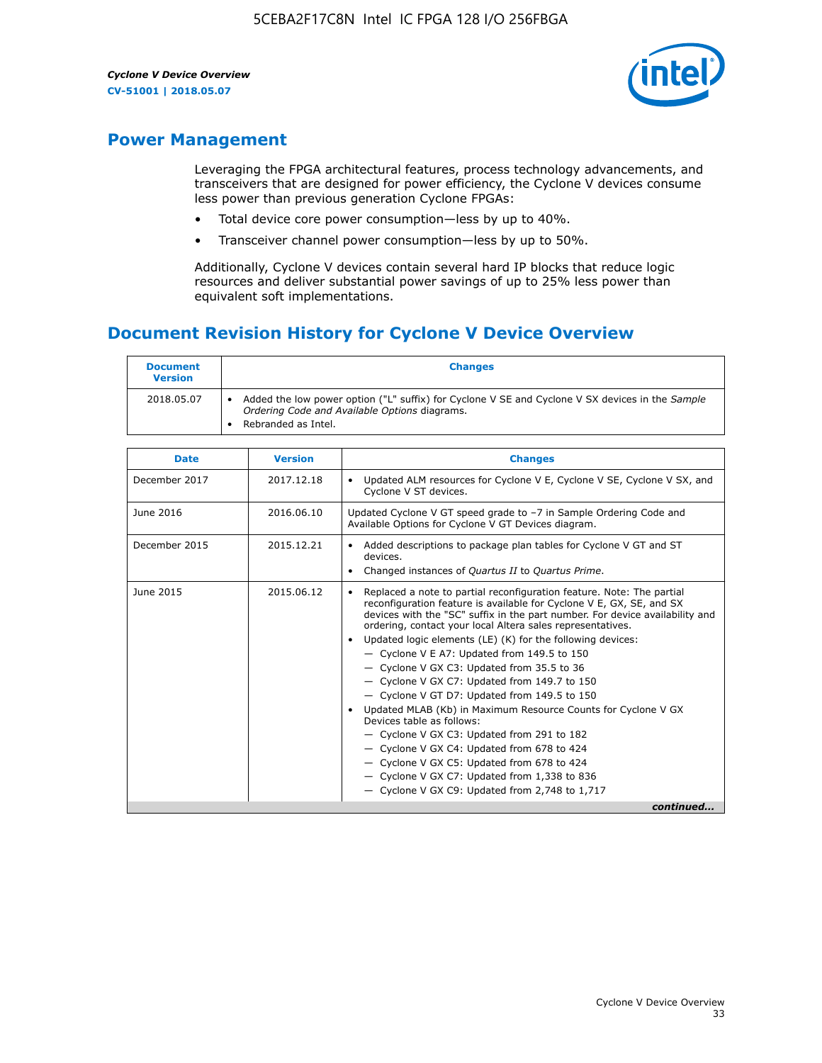## Power Management

Leveraging the FPGA architectural features, process technology advancements, and transceivers that are designed for power efficiency, the Cyclone V devices consume less power than previous generation Cyclone FPGAs:

- Total device core power consumption—less by up to 40%.
- Transceiver channel power consumption—less by up to 50%.

Additionally, Cyclone V devices contain several hard IP blocks that reduce logic resources and deliver substantial power savings of up to 25% less power than equivalent soft implementations.

## Document Revision History for Cyclone V Device Overview

| Document Version | Changes |
|---|---|
| 2018.05.07 | • Added the low power option ("L" suffix) for Cyclone V SE and Cyclone V SX devices in the *Sample Ordering Code and Available Options* diagrams.<br>• Rebranded as Intel. |

| Date | Version | Changes |
|---|---|---|
| December 2017 | 2017.12.18 | • Updated ALM resources for Cyclone V E, Cyclone V SE, Cyclone V SX, and Cyclone V ST devices. |
| June 2016 | 2016.06.10 | Updated Cyclone V GT speed grade to –7 in Sample Ordering Code and Available Options for Cyclone V GT Devices diagram. |
| December 2015 | 2015.12.21 | • Added descriptions to package plan tables for Cyclone V GT and ST devices.<br>• Changed instances of *Quartus II* to *Quartus Prime*. |
| June 2015 | 2015.06.12 | • Replaced a note to partial reconfiguration feature. Note: The partial reconfiguration feature is available for Cyclone V E, GX, SE, and SX devices with the "SC" suffix in the part number. For device availability and ordering, contact your local Altera sales representatives.<br>• Updated logic elements (LE) (K) for the following devices:<br>— Cyclone V E A7: Updated from 149.5 to 150<br>— Cyclone V GX C3: Updated from 35.5 to 36<br>— Cyclone V GX C7: Updated from 149.7 to 150<br>— Cyclone V GT D7: Updated from 149.5 to 150<br>• Updated MLAB (Kb) in Maximum Resource Counts for Cyclone V GX Devices table as follows:<br>— Cyclone V GX C3: Updated from 291 to 182<br>— Cyclone V GX C4: Updated from 678 to 424<br>— Cyclone V GX C5: Updated from 678 to 424<br>— Cyclone V GX C7: Updated from 1,338 to 836<br>— Cyclone V GX C9: Updated from 2,748 to 1,717 |

*continued...*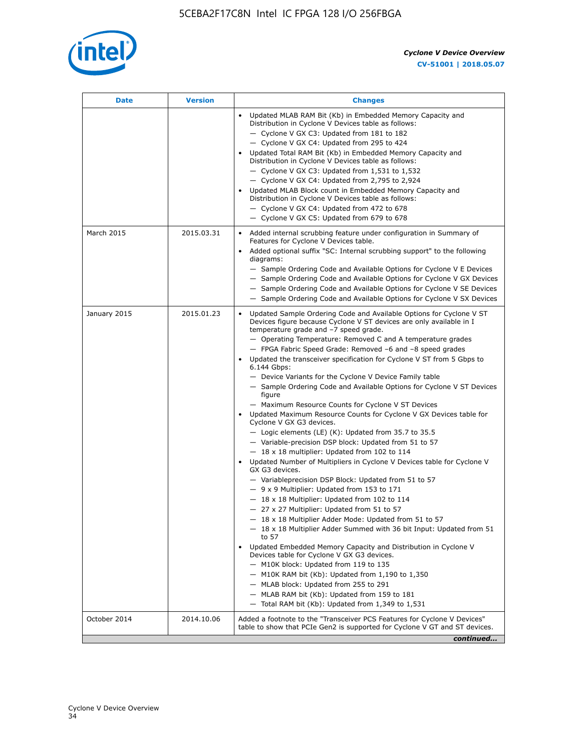| Date | Version | Changes |
|---|---|---|
| | | • Updated MLAB RAM Bit (Kb) in Embedded Memory Capacity and Distribution in Cyclone V Devices table as follows:<br>— Cyclone V GX C3: Updated from 181 to 182<br>— Cyclone V GX C4: Updated from 295 to 424<br>• Updated Total RAM Bit (Kb) in Embedded Memory Capacity and Distribution in Cyclone V Devices table as follows:<br>— Cyclone V GX C3: Updated from 1,531 to 1,532<br>— Cyclone V GX C4: Updated from 2,795 to 2,924<br>• Updated MLAB Block count in Embedded Memory Capacity and Distribution in Cyclone V Devices table as follows:<br>— Cyclone V GX C4: Updated from 472 to 678<br>— Cyclone V GX C5: Updated from 679 to 678 |
| March 2015 | 2015.03.31 | • Added internal scrubbing feature under configuration in Summary of Features for Cyclone V Devices table.<br>• Added optional suffix "SC: Internal scrubbing support" to the following diagrams:<br>— Sample Ordering Code and Available Options for Cyclone V E Devices<br>— Sample Ordering Code and Available Options for Cyclone V GX Devices<br>— Sample Ordering Code and Available Options for Cyclone V SE Devices<br>— Sample Ordering Code and Available Options for Cyclone V SX Devices |
| January 2015 | 2015.01.23 | • Updated Sample Ordering Code and Available Options for Cyclone V ST Devices figure because Cyclone V ST devices are only available in I temperature grade and −7 speed grade.<br>— Operating Temperature: Removed C and A temperature grades<br>— FPGA Fabric Speed Grade: Removed −6 and −8 speed grades<br>• Updated the transceiver specification for Cyclone V ST from 5 Gbps to 6.144 Gbps:<br>— Device Variants for the Cyclone V Device Family table<br>— Sample Ordering Code and Available Options for Cyclone V ST Devices figure<br>— Maximum Resource Counts for Cyclone V ST Devices<br>• Updated Maximum Resource Counts for Cyclone V GX Devices table for Cyclone V GX G3 devices.<br>— Logic elements (LE) (K): Updated from 35.7 to 35.5<br>— Variable-precision DSP block: Updated from 51 to 57<br>— 18 x 18 multiplier: Updated from 102 to 114<br>• Updated Number of Multipliers in Cyclone V Devices table for Cyclone V GX G3 devices.<br>— Variableprecision DSP Block: Updated from 51 to 57<br>— 9 x 9 Multiplier: Updated from 153 to 171<br>— 18 x 18 Multiplier: Updated from 102 to 114<br>— 27 x 27 Multiplier: Updated from 51 to 57<br>— 18 x 18 Multiplier Adder Mode: Updated from 51 to 57<br>— 18 x 18 Multiplier Adder Summed with 36 bit Input: Updated from 51 to 57<br>• Updated Embedded Memory Capacity and Distribution in Cyclone V Devices table for Cyclone V GX G3 devices.<br>— M10K block: Updated from 119 to 135<br>— M10K RAM bit (Kb): Updated from 1,190 to 1,350<br>— MLAB block: Updated from 255 to 291<br>— MLAB RAM bit (Kb): Updated from 159 to 181<br>— Total RAM bit (Kb): Updated from 1,349 to 1,531 |
| October 2014 | 2014.10.06 | Added a footnote to the "Transceiver PCS Features for Cyclone V Devices" table to show that PCIe Gen2 is supported for Cyclone V GT and ST devices. |

*continued...*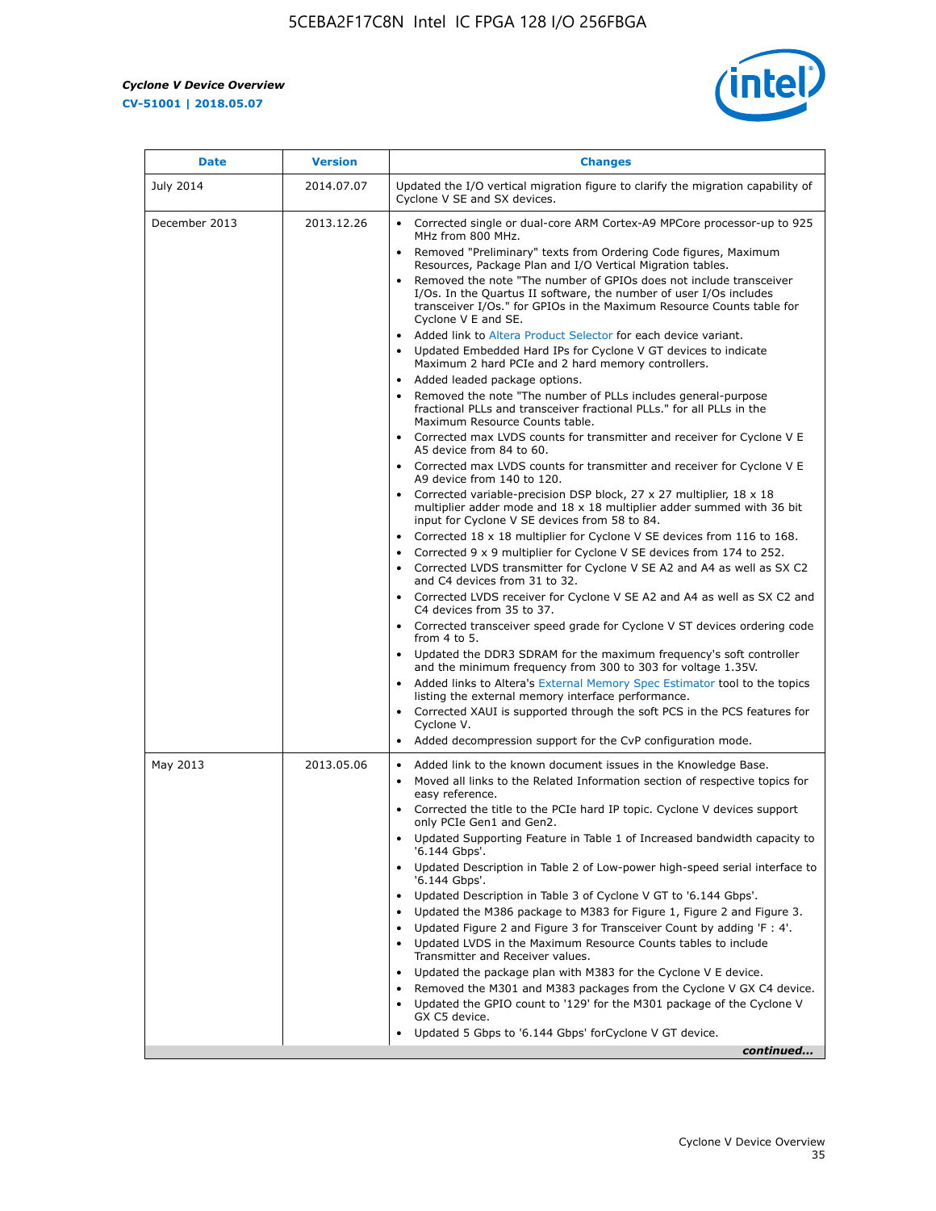| Date | Version | Changes |
| --- | --- | --- |
| July 2014 | 2014.07.07 | Updated the I/O vertical migration figure to clarify the migration capability of Cyclone V SE and SX devices. |
| December 2013 | 2013.12.26 | • Corrected single or dual-core ARM Cortex-A9 MPCore processor-up to 925 MHz from 800 MHz.<br>• Removed "Preliminary" texts from Ordering Code figures, Maximum Resources, Package Plan and I/O Vertical Migration tables.<br>• Removed the note "The number of GPIOs does not include transceiver I/Os. In the Quartus II software, the number of user I/Os includes transceiver I/Os." for GPIOs in the Maximum Resource Counts table for Cyclone V E and SE.<br>• Added link to Altera Product Selector for each device variant.<br>• Updated Embedded Hard IPs for Cyclone V GT devices to indicate Maximum 2 hard PCIe and 2 hard memory controllers.<br>• Added leaded package options.<br>• Removed the note "The number of PLLs includes general-purpose fractional PLLs and transceiver fractional PLLs." for all PLLs in the Maximum Resource Counts table.<br>• Corrected max LVDS counts for transmitter and receiver for Cyclone V E A5 device from 84 to 60.<br>• Corrected max LVDS counts for transmitter and receiver for Cyclone V E A9 device from 140 to 120.<br>• Corrected variable-precision DSP block, 27 x 27 multiplier, 18 x 18 multiplier adder mode and 18 x 18 multiplier adder summed with 36 bit input for Cyclone V SE devices from 58 to 84.<br>• Corrected 18 x 18 multiplier for Cyclone V SE devices from 116 to 168.<br>• Corrected 9 x 9 multiplier for Cyclone V SE devices from 174 to 252.<br>• Corrected LVDS transmitter for Cyclone V SE A2 and A4 as well as SX C2 and C4 devices from 31 to 32.<br>• Corrected LVDS receiver for Cyclone V SE A2 and A4 as well as SX C2 and C4 devices from 35 to 37.<br>• Corrected transceiver speed grade for Cyclone V ST devices ordering code from 4 to 5.<br>• Updated the DDR3 SDRAM for the maximum frequency's soft controller and the minimum frequency from 300 to 303 for voltage 1.35V.<br>• Added links to Altera's External Memory Spec Estimator tool to the topics listing the external memory interface performance.<br>• Corrected XAUI is supported through the soft PCS in the PCS features for Cyclone V.<br>• Added decompression support for the CvP configuration mode. |
| May 2013 | 2013.05.06 | • Added link to the known document issues in the Knowledge Base.<br>• Moved all links to the Related Information section of respective topics for easy reference.<br>• Corrected the title to the PCIe hard IP topic. Cyclone V devices support only PCIe Gen1 and Gen2.<br>• Updated Supporting Feature in Table 1 of Increased bandwidth capacity to '6.144 Gbps'.<br>• Updated Description in Table 2 of Low-power high-speed serial interface to '6.144 Gbps'.<br>• Updated Description in Table 3 of Cyclone V GT to '6.144 Gbps'.<br>• Updated the M386 package to M383 for Figure 1, Figure 2 and Figure 3.<br>• Updated Figure 2 and Figure 3 for Transceiver Count by adding 'F : 4'.<br>• Updated LVDS in the Maximum Resource Counts tables to include Transmitter and Receiver values.<br>• Updated the package plan with M383 for the Cyclone V E device.<br>• Removed the M301 and M383 packages from the Cyclone V GX C4 device.<br>• Updated the GPIO count to '129' for the M301 package of the Cyclone V GX C5 device.<br>• Updated 5 Gbps to '6.144 Gbps' forCyclone V GT device. |

*continued...*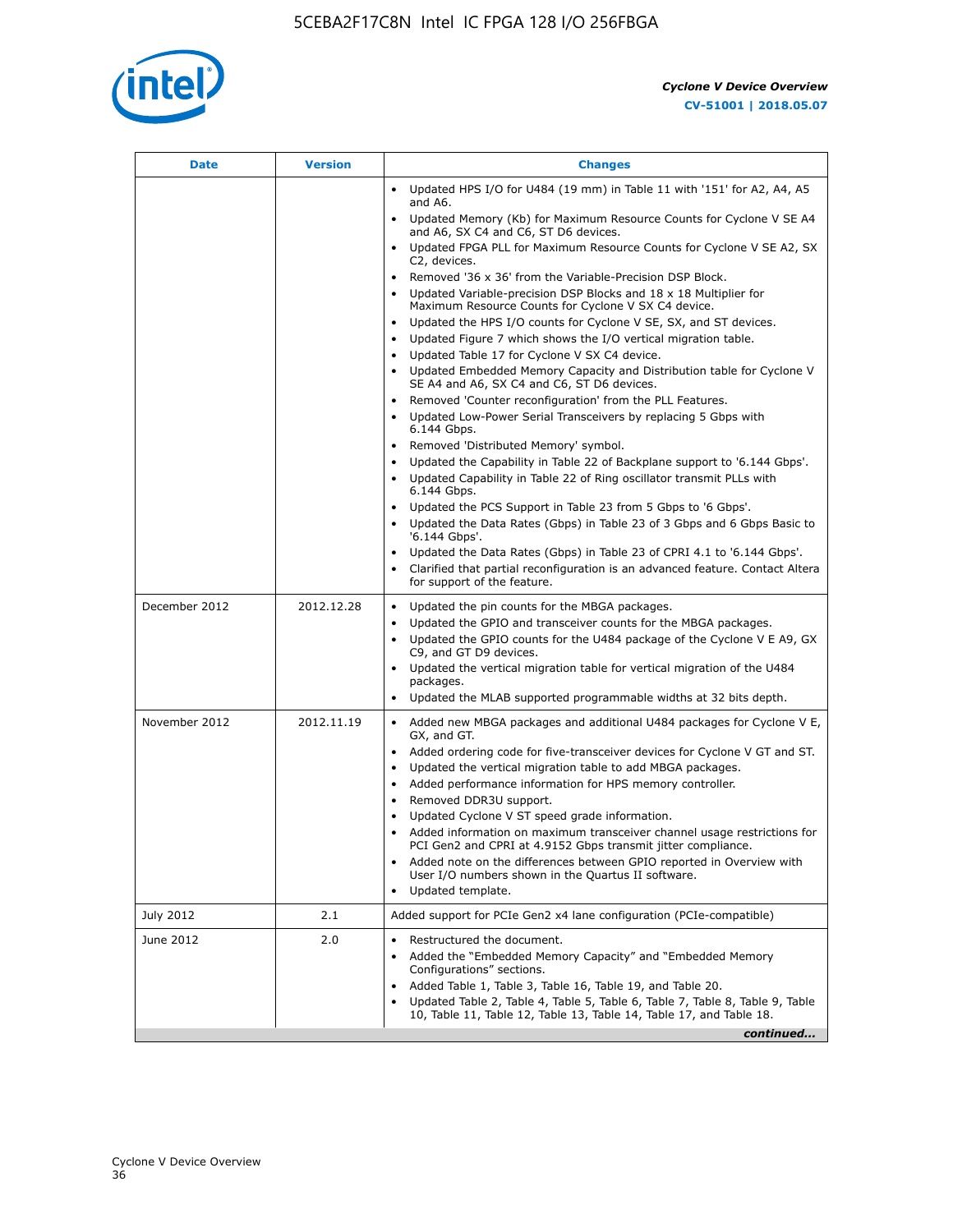| Date | Version | Changes |
| --- | --- | --- |
| | | • Updated HPS I/O for U484 (19 mm) in Table 11 with '151' for A2, A4, A5 and A6.<br>• Updated Memory (Kb) for Maximum Resource Counts for Cyclone V SE A4 and A6, SX C4 and C6, ST D6 devices.<br>• Updated FPGA PLL for Maximum Resource Counts for Cyclone V SE A2, SX C2, devices.<br>• Removed '36 x 36' from the Variable-Precision DSP Block.<br>• Updated Variable-precision DSP Blocks and 18 x 18 Multiplier for Maximum Resource Counts for Cyclone V SX C4 device.<br>• Updated the HPS I/O counts for Cyclone V SE, SX, and ST devices.<br>• Updated Figure 7 which shows the I/O vertical migration table.<br>• Updated Table 17 for Cyclone V SX C4 device.<br>• Updated Embedded Memory Capacity and Distribution table for Cyclone V SE A4 and A6, SX C4 and C6, ST D6 devices.<br>• Removed 'Counter reconfiguration' from the PLL Features.<br>• Updated Low-Power Serial Transceivers by replacing 5 Gbps with 6.144 Gbps.<br>• Removed 'Distributed Memory' symbol.<br>• Updated the Capability in Table 22 of Backplane support to '6.144 Gbps'.<br>• Updated Capability in Table 22 of Ring oscillator transmit PLLs with 6.144 Gbps.<br>• Updated the PCS Support in Table 23 from 5 Gbps to '6 Gbps'.<br>• Updated the Data Rates (Gbps) in Table 23 of 3 Gbps and 6 Gbps Basic to '6.144 Gbps'.<br>• Updated the Data Rates (Gbps) in Table 23 of CPRI 4.1 to '6.144 Gbps'.<br>• Clarified that partial reconfiguration is an advanced feature. Contact Altera for support of the feature. |
| December 2012 | 2012.12.28 | • Updated the pin counts for the MBGA packages.<br>• Updated the GPIO and transceiver counts for the MBGA packages.<br>• Updated the GPIO counts for the U484 package of the Cyclone V E A9, GX C9, and GT D9 devices.<br>• Updated the vertical migration table for vertical migration of the U484 packages.<br>• Updated the MLAB supported programmable widths at 32 bits depth. |
| November 2012 | 2012.11.19 | • Added new MBGA packages and additional U484 packages for Cyclone V E, GX, and GT.<br>• Added ordering code for five-transceiver devices for Cyclone V GT and ST.<br>• Updated the vertical migration table to add MBGA packages.<br>• Added performance information for HPS memory controller.<br>• Removed DDR3U support.<br>• Updated Cyclone V ST speed grade information.<br>• Added information on maximum transceiver channel usage restrictions for PCI Gen2 and CPRI at 4.9152 Gbps transmit jitter compliance.<br>• Added note on the differences between GPIO reported in Overview with User I/O numbers shown in the Quartus II software.<br>• Updated template. |
| July 2012 | 2.1 | Added support for PCIe Gen2 x4 lane configuration (PCIe-compatible) |
| June 2012 | 2.0 | • Restructured the document.<br>• Added the "Embedded Memory Capacity" and "Embedded Memory Configurations" sections.<br>• Added Table 1, Table 3, Table 16, Table 19, and Table 20.<br>• Updated Table 2, Table 4, Table 5, Table 6, Table 7, Table 8, Table 9, Table 10, Table 11, Table 12, Table 13, Table 14, Table 17, and Table 18. |

*continued...*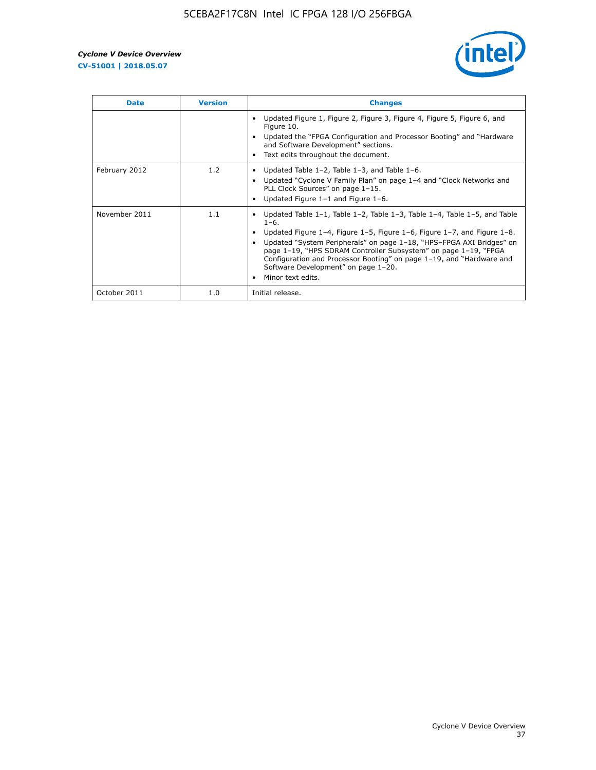| Date | Version | Changes |
|---|---|---|
| | | • Updated Figure 1, Figure 2, Figure 3, Figure 4, Figure 5, Figure 6, and Figure 10.<br>• Updated the "FPGA Configuration and Processor Booting" and "Hardware and Software Development" sections.<br>• Text edits throughout the document. |
| February 2012 | 1.2 | • Updated Table 1–2, Table 1–3, and Table 1–6.<br>• Updated "Cyclone V Family Plan" on page 1–4 and "Clock Networks and PLL Clock Sources" on page 1–15.<br>• Updated Figure 1–1 and Figure 1–6. |
| November 2011 | 1.1 | • Updated Table 1–1, Table 1–2, Table 1–3, Table 1–4, Table 1–5, and Table 1–6.<br>• Updated Figure 1–4, Figure 1–5, Figure 1–6, Figure 1–7, and Figure 1–8.<br>• Updated "System Peripherals" on page 1–18, "HPS–FPGA AXI Bridges" on page 1–19, "HPS SDRAM Controller Subsystem" on page 1–19, "FPGA Configuration and Processor Booting" on page 1–19, and "Hardware and Software Development" on page 1–20.<br>• Minor text edits. |
| October 2011 | 1.0 | Initial release. |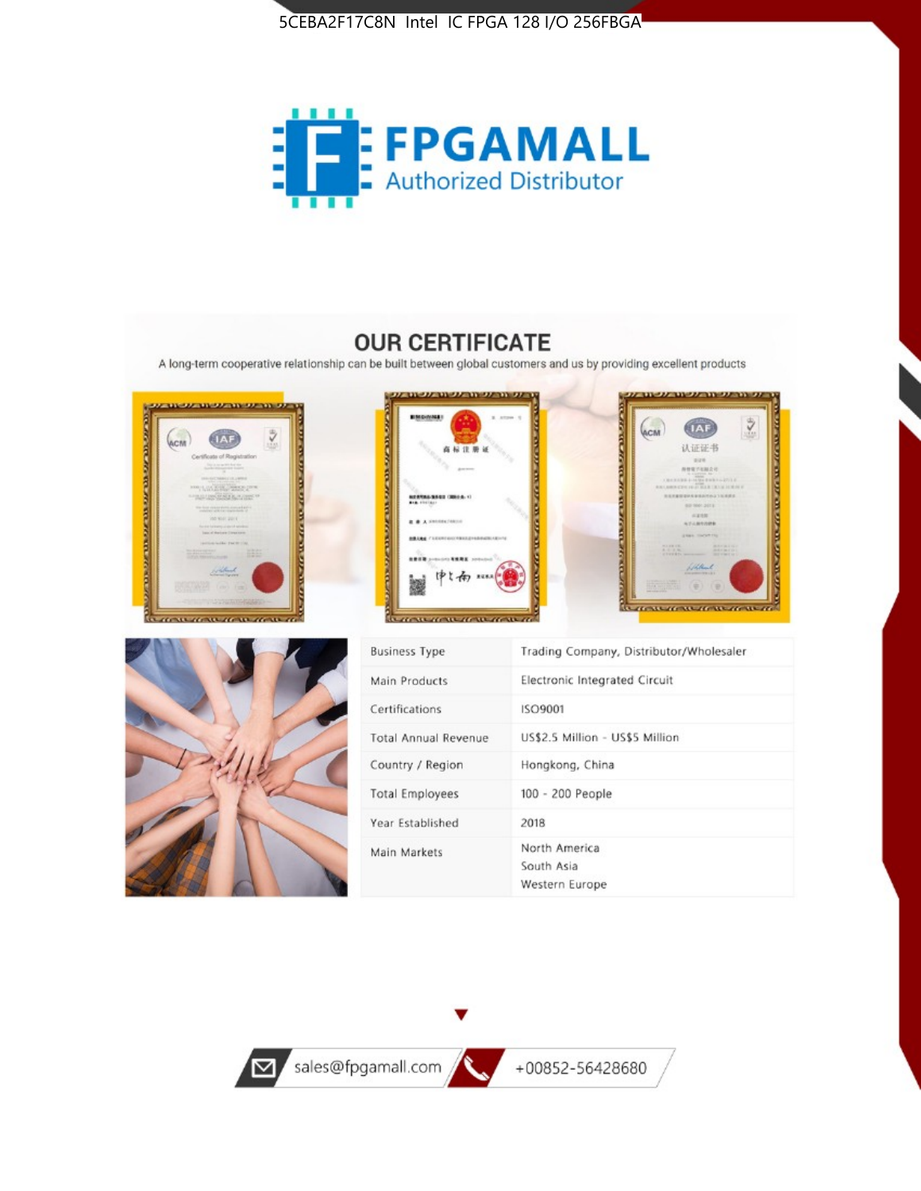# FPGAMALL

Authorized Distributor

## OUR CERTIFICATE

A long-term cooperative relationship can be built between global customers and us by providing excellent products

| | |
|---|---|
| Business Type | Trading Company, Distributor/Wholesaler |
| Main Products | Electronic Integrated Circuit |
| Certifications | ISO9001 |
| Total Annual Revenue | US$2.5 Million - US$5 Million |
| Country / Region | Hongkong, China |
| Total Employees | 100 - 200 People |
| Year Established | 2018 |
| Main Markets | North America<br>South Asia<br>Western Europe |

sales@fpgamall.com

+00852-56428680